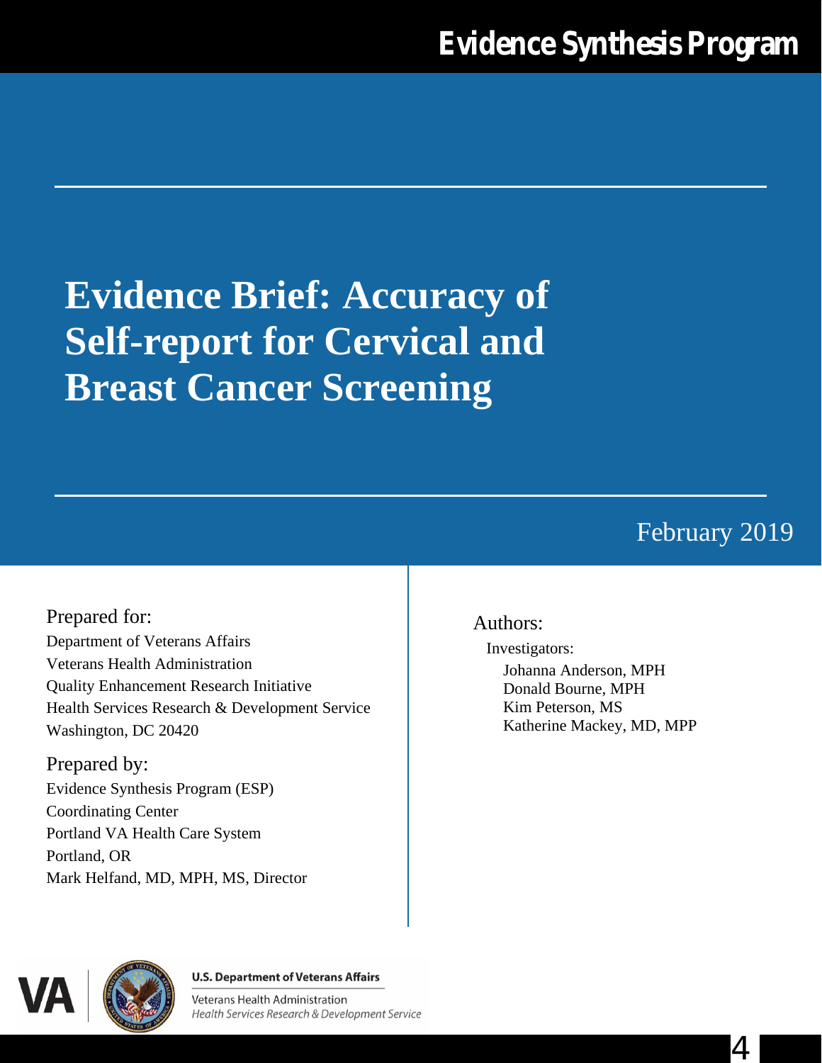**Evidence Synthesis Program**

# Evidence Brief: Accuracy of Self-report for Cervical and Breast Cancer Screening

February 2019

Prepared for:

Department of Veterans Affairs
Veterans Health Administration
Quality Enhancement Research Initiative
Health Services Research & Development Service
Washington, DC 20420

Prepared by:

Evidence Synthesis Program (ESP)
Coordinating Center
Portland VA Health Care System
Portland, OR
Mark Helfand, MD, MPH, MS, Director

Authors:

Investigators:

Johanna Anderson, MPH
Donald Bourne, MPH
Kim Peterson, MS
Katherine Mackey, MD, MPP

U.S. Department of Veterans Affairs
Veterans Health Administration
*Health Services Research & Development Service*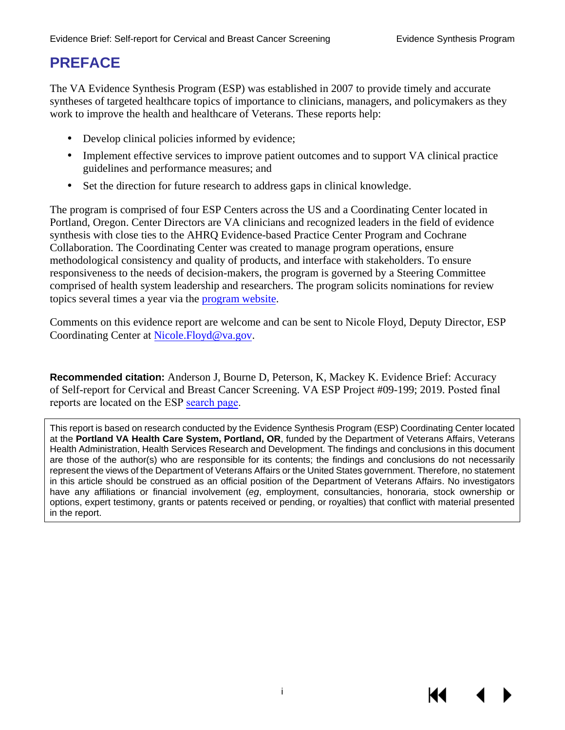# PREFACE

The VA Evidence Synthesis Program (ESP) was established in 2007 to provide timely and accurate syntheses of targeted healthcare topics of importance to clinicians, managers, and policymakers as they work to improve the health and healthcare of Veterans. These reports help:

- Develop clinical policies informed by evidence;
- Implement effective services to improve patient outcomes and to support VA clinical practice guidelines and performance measures; and
- Set the direction for future research to address gaps in clinical knowledge.

The program is comprised of four ESP Centers across the US and a Coordinating Center located in Portland, Oregon. Center Directors are VA clinicians and recognized leaders in the field of evidence synthesis with close ties to the AHRQ Evidence-based Practice Center Program and Cochrane Collaboration. The Coordinating Center was created to manage program operations, ensure methodological consistency and quality of products, and interface with stakeholders. To ensure responsiveness to the needs of decision-makers, the program is governed by a Steering Committee comprised of health system leadership and researchers. The program solicits nominations for review topics several times a year via the program website.

Comments on this evidence report are welcome and can be sent to Nicole Floyd, Deputy Director, ESP Coordinating Center at Nicole.Floyd@va.gov.

**Recommended citation:** Anderson J, Bourne D, Peterson, K, Mackey K. Evidence Brief: Accuracy of Self-report for Cervical and Breast Cancer Screening. VA ESP Project #09-199; 2019. Posted final reports are located on the ESP search page.

This report is based on research conducted by the Evidence Synthesis Program (ESP) Coordinating Center located at the **Portland VA Health Care System, Portland, OR**, funded by the Department of Veterans Affairs, Veterans Health Administration, Health Services Research and Development. The findings and conclusions in this document are those of the author(s) who are responsible for its contents; the findings and conclusions do not necessarily represent the views of the Department of Veterans Affairs or the United States government. Therefore, no statement in this article should be construed as an official position of the Department of Veterans Affairs. No investigators have any affiliations or financial involvement (*eg*, employment, consultancies, honoraria, stock ownership or options, expert testimony, grants or patents received or pending, or royalties) that conflict with material presented in the report.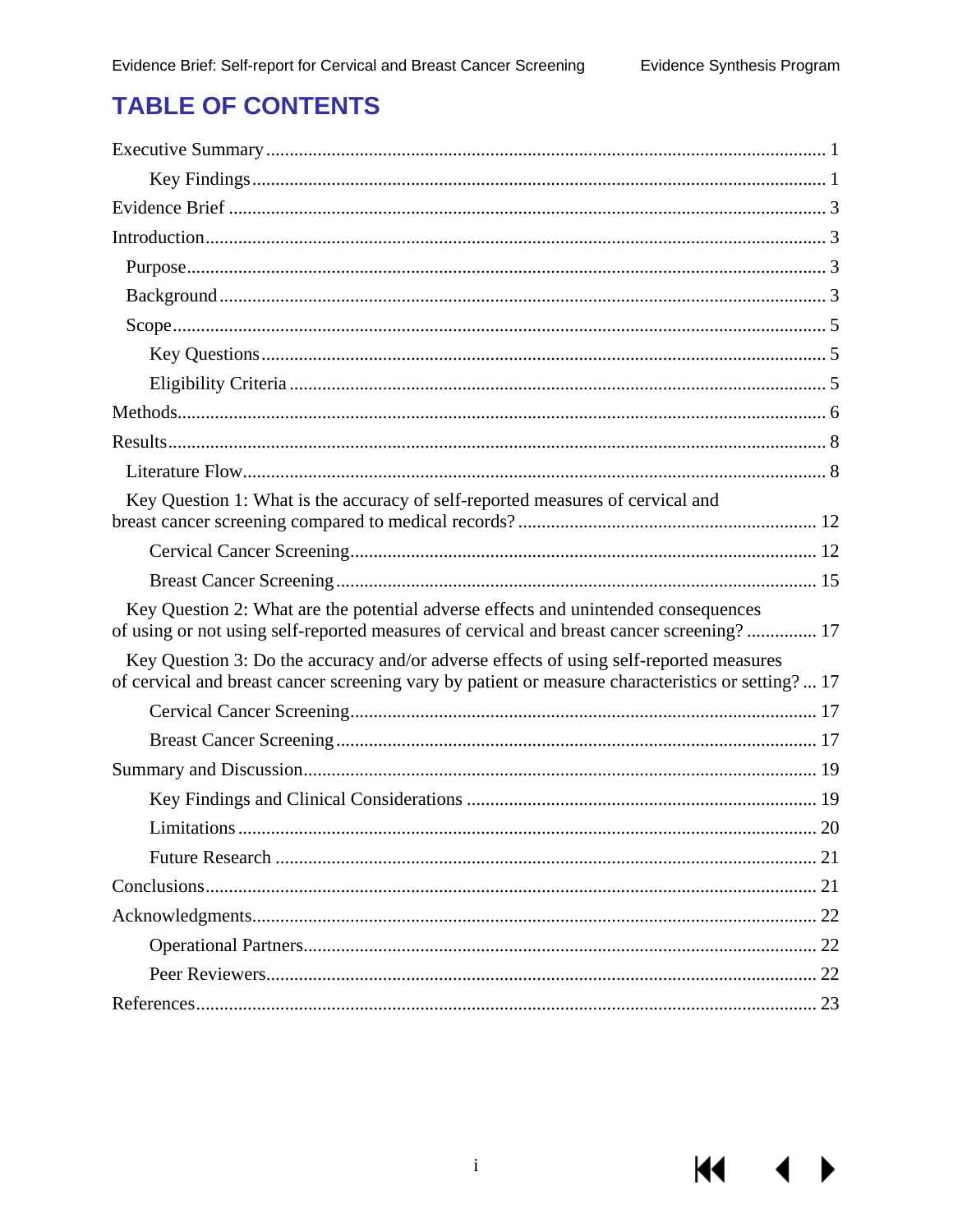# TABLE OF CONTENTS

Executive Summary ........................................................................................................ 1

    Key Findings ............................................................................................................. 1

Evidence Brief ................................................................................................................ 3

Introduction ..................................................................................................................... 3

  Purpose ........................................................................................................................ 3

  Background .................................................................................................................. 3

  Scope ........................................................................................................................... 5

    Key Questions ............................................................................................................ 5

    Eligibility Criteria ...................................................................................................... 5

Methods ........................................................................................................................... 6

Results ............................................................................................................................. 8

  Literature Flow ............................................................................................................. 8

  Key Question 1: What is the accuracy of self-reported measures of cervical and breast cancer screening compared to medical records? ............................................................... 12

    Cervical Cancer Screening ........................................................................................ 12

    Breast Cancer Screening ........................................................................................... 15

  Key Question 2: What are the potential adverse effects and unintended consequences of using or not using self-reported measures of cervical and breast cancer screening? ............... 17

  Key Question 3: Do the accuracy and/or adverse effects of using self-reported measures of cervical and breast cancer screening vary by patient or measure characteristics or setting? ... 17

    Cervical Cancer Screening ........................................................................................ 17

    Breast Cancer Screening ........................................................................................... 17

Summary and Discussion .............................................................................................. 19

    Key Findings and Clinical Considerations .............................................................. 19

    Limitations ................................................................................................................ 20

    Future Research ........................................................................................................ 21

Conclusions ................................................................................................................... 21

Acknowledgments ......................................................................................................... 22

    Operational Partners ................................................................................................. 22

    Peer Reviewers .......................................................................................................... 22

References ..................................................................................................................... 23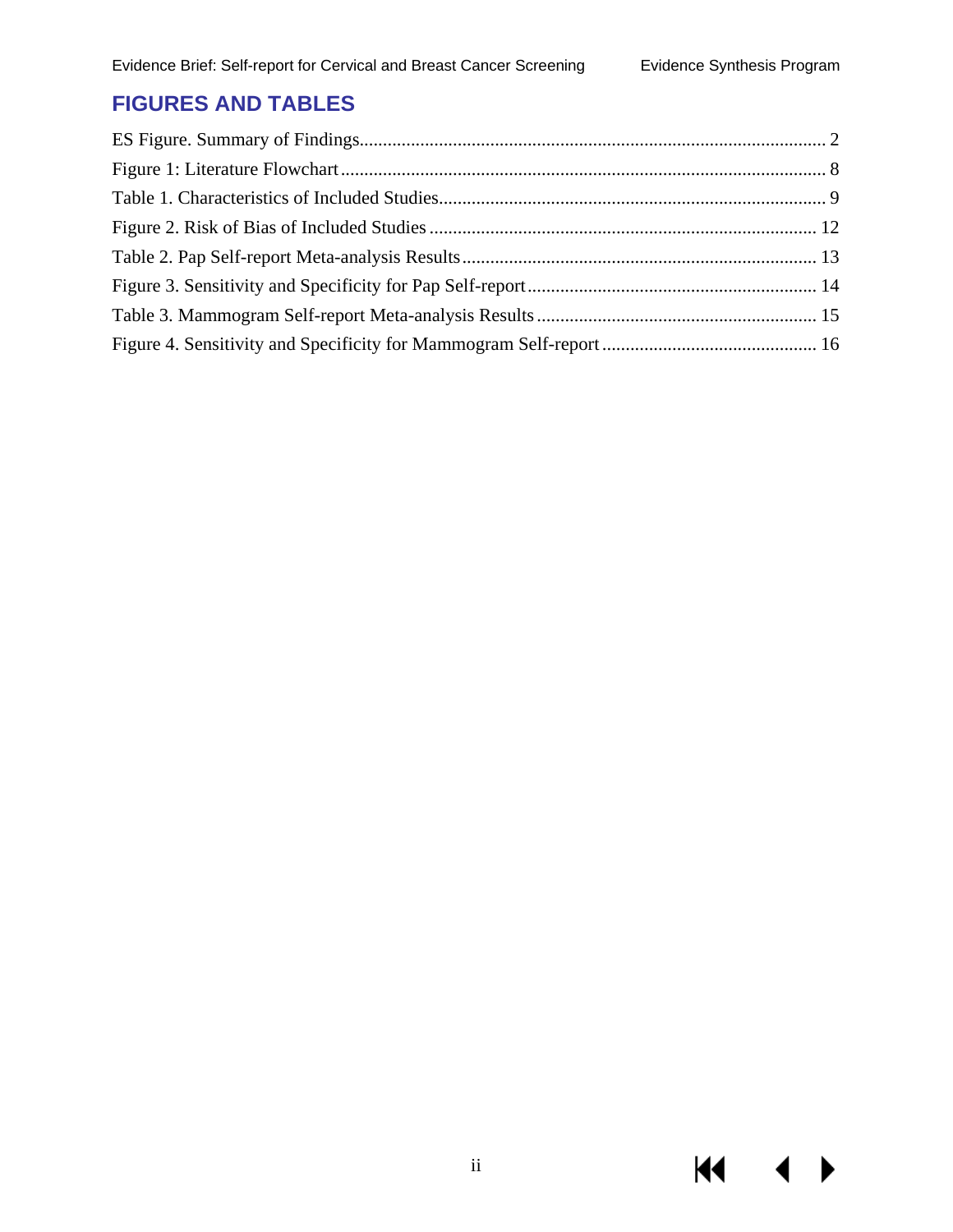# FIGURES AND TABLES

ES Figure. Summary of Findings................................................................................................... 2

Figure 1: Literature Flowchart....................................................................................................... 8

Table 1. Characteristics of Included Studies.................................................................................. 9

Figure 2. Risk of Bias of Included Studies .................................................................................. 12

Table 2. Pap Self-report Meta-analysis Results............................................................................ 13

Figure 3. Sensitivity and Specificity for Pap Self-report.............................................................. 14

Table 3. Mammogram Self-report Meta-analysis Results ............................................................ 15

Figure 4. Sensitivity and Specificity for Mammogram Self-report.............................................. 16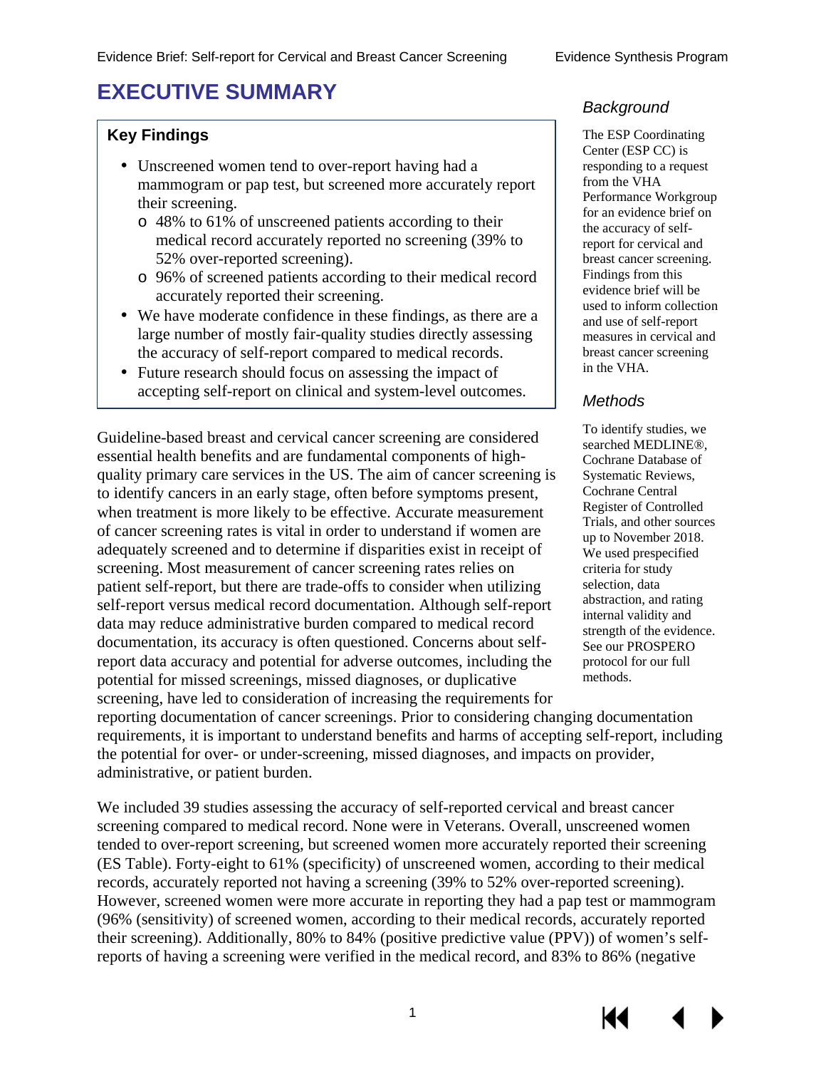# EXECUTIVE SUMMARY

### Key Findings

- Unscreened women tend to over-report having had a mammogram or pap test, but screened more accurately report their screening.
  - 48% to 61% of unscreened patients according to their medical record accurately reported no screening (39% to 52% over-reported screening).
  - 96% of screened patients according to their medical record accurately reported their screening.
- We have moderate confidence in these findings, as there are a large number of mostly fair-quality studies directly assessing the accuracy of self-report compared to medical records.
- Future research should focus on assessing the impact of accepting self-report on clinical and system-level outcomes.

### *Background*

The ESP Coordinating Center (ESP CC) is responding to a request from the VHA Performance Workgroup for an evidence brief on the accuracy of self-report for cervical and breast cancer screening. Findings from this evidence brief will be used to inform collection and use of self-report measures in cervical and breast cancer screening in the VHA.

### *Methods*

To identify studies, we searched MEDLINE®, Cochrane Database of Systematic Reviews, Cochrane Central Register of Controlled Trials, and other sources up to November 2018. We used prespecified criteria for study selection, data abstraction, and rating internal validity and strength of the evidence. See our PROSPERO protocol for our full methods.

Guideline-based breast and cervical cancer screening are considered essential health benefits and are fundamental components of high-quality primary care services in the US. The aim of cancer screening is to identify cancers in an early stage, often before symptoms present, when treatment is more likely to be effective. Accurate measurement of cancer screening rates is vital in order to understand if women are adequately screened and to determine if disparities exist in receipt of screening. Most measurement of cancer screening rates relies on patient self-report, but there are trade-offs to consider when utilizing self-report versus medical record documentation. Although self-report data may reduce administrative burden compared to medical record documentation, its accuracy is often questioned. Concerns about self-report data accuracy and potential for adverse outcomes, including the potential for missed screenings, missed diagnoses, or duplicative screening, have led to consideration of increasing the requirements for reporting documentation of cancer screenings. Prior to considering changing documentation requirements, it is important to understand benefits and harms of accepting self-report, including the potential for over- or under-screening, missed diagnoses, and impacts on provider, administrative, or patient burden.

We included 39 studies assessing the accuracy of self-reported cervical and breast cancer screening compared to medical record. None were in Veterans. Overall, unscreened women tended to over-report screening, but screened women more accurately reported their screening (ES Table). Forty-eight to 61% (specificity) of unscreened women, according to their medical records, accurately reported not having a screening (39% to 52% over-reported screening). However, screened women were more accurate in reporting they had a pap test or mammogram (96% (sensitivity) of screened women, according to their medical records, accurately reported their screening). Additionally, 80% to 84% (positive predictive value (PPV)) of women's self-reports of having a screening were verified in the medical record, and 83% to 86% (negative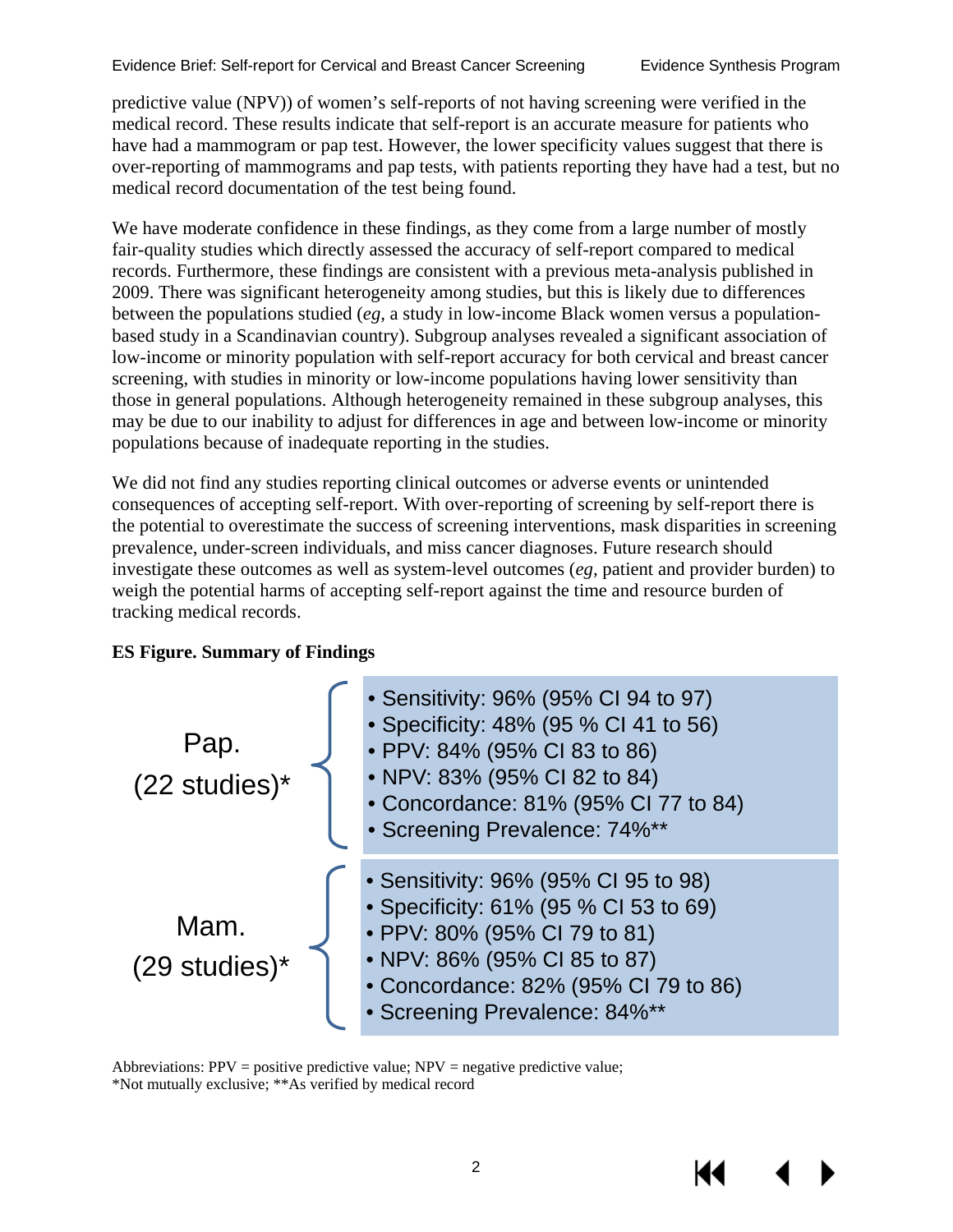predictive value (NPV)) of women's self-reports of not having screening were verified in the medical record. These results indicate that self-report is an accurate measure for patients who have had a mammogram or pap test. However, the lower specificity values suggest that there is over-reporting of mammograms and pap tests, with patients reporting they have had a test, but no medical record documentation of the test being found.

We have moderate confidence in these findings, as they come from a large number of mostly fair-quality studies which directly assessed the accuracy of self-report compared to medical records. Furthermore, these findings are consistent with a previous meta-analysis published in 2009. There was significant heterogeneity among studies, but this is likely due to differences between the populations studied (*eg*, a study in low-income Black women versus a population-based study in a Scandinavian country). Subgroup analyses revealed a significant association of low-income or minority population with self-report accuracy for both cervical and breast cancer screening, with studies in minority or low-income populations having lower sensitivity than those in general populations. Although heterogeneity remained in these subgroup analyses, this may be due to our inability to adjust for differences in age and between low-income or minority populations because of inadequate reporting in the studies.

We did not find any studies reporting clinical outcomes or adverse events or unintended consequences of accepting self-report. With over-reporting of screening by self-report there is the potential to overestimate the success of screening interventions, mask disparities in screening prevalence, under-screen individuals, and miss cancer diagnoses. Future research should investigate these outcomes as well as system-level outcomes (*eg*, patient and provider burden) to weigh the potential harms of accepting self-report against the time and resource burden of tracking medical records.

**ES Figure. Summary of Findings**

**Pap. (22 studies)***

- Sensitivity: 96% (95% CI 94 to 97)
- Specificity: 48% (95 % CI 41 to 56)
- PPV: 84% (95% CI 83 to 86)
- NPV: 83% (95% CI 82 to 84)
- Concordance: 81% (95% CI 77 to 84)
- Screening Prevalence: 74%**

**Mam. (29 studies)***

- Sensitivity: 96% (95% CI 95 to 98)
- Specificity: 61% (95 % CI 53 to 69)
- PPV: 80% (95% CI 79 to 81)
- NPV: 86% (95% CI 85 to 87)
- Concordance: 82% (95% CI 79 to 86)
- Screening Prevalence: 84%**

Abbreviations: PPV = positive predictive value; NPV = negative predictive value;
*Not mutually exclusive; **As verified by medical record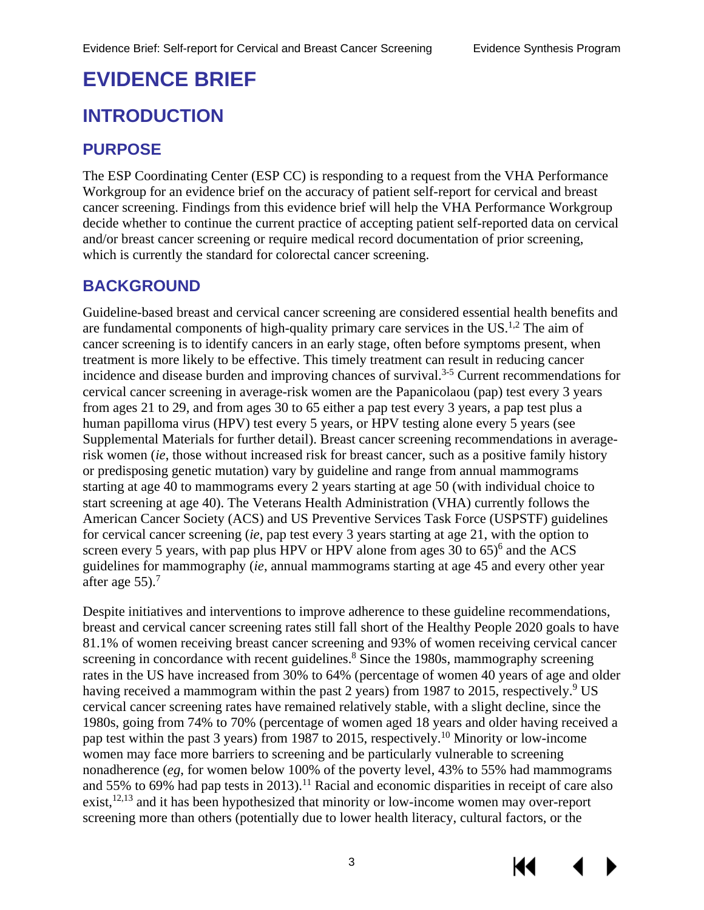# EVIDENCE BRIEF

## INTRODUCTION

### PURPOSE

The ESP Coordinating Center (ESP CC) is responding to a request from the VHA Performance Workgroup for an evidence brief on the accuracy of patient self-report for cervical and breast cancer screening. Findings from this evidence brief will help the VHA Performance Workgroup decide whether to continue the current practice of accepting patient self-reported data on cervical and/or breast cancer screening or require medical record documentation of prior screening, which is currently the standard for colorectal cancer screening.

### BACKGROUND

Guideline-based breast and cervical cancer screening are considered essential health benefits and are fundamental components of high-quality primary care services in the US.[1,2] The aim of cancer screening is to identify cancers in an early stage, often before symptoms present, when treatment is more likely to be effective. This timely treatment can result in reducing cancer incidence and disease burden and improving chances of survival.[3-5] Current recommendations for cervical cancer screening in average-risk women are the Papanicolaou (pap) test every 3 years from ages 21 to 29, and from ages 30 to 65 either a pap test every 3 years, a pap test plus a human papilloma virus (HPV) test every 5 years, or HPV testing alone every 5 years (see Supplemental Materials for further detail). Breast cancer screening recommendations in average-risk women (*ie*, those without increased risk for breast cancer, such as a positive family history or predisposing genetic mutation) vary by guideline and range from annual mammograms starting at age 40 to mammograms every 2 years starting at age 50 (with individual choice to start screening at age 40). The Veterans Health Administration (VHA) currently follows the American Cancer Society (ACS) and US Preventive Services Task Force (USPSTF) guidelines for cervical cancer screening (*ie*, pap test every 3 years starting at age 21, with the option to screen every 5 years, with pap plus HPV or HPV alone from ages 30 to 65)[6] and the ACS guidelines for mammography (*ie*, annual mammograms starting at age 45 and every other year after age 55).[7]

Despite initiatives and interventions to improve adherence to these guideline recommendations, breast and cervical cancer screening rates still fall short of the Healthy People 2020 goals to have 81.1% of women receiving breast cancer screening and 93% of women receiving cervical cancer screening in concordance with recent guidelines.[8] Since the 1980s, mammography screening rates in the US have increased from 30% to 64% (percentage of women 40 years of age and older having received a mammogram within the past 2 years) from 1987 to 2015, respectively.[9] US cervical cancer screening rates have remained relatively stable, with a slight decline, since the 1980s, going from 74% to 70% (percentage of women aged 18 years and older having received a pap test within the past 3 years) from 1987 to 2015, respectively.[10] Minority or low-income women may face more barriers to screening and be particularly vulnerable to screening nonadherence (*eg*, for women below 100% of the poverty level, 43% to 55% had mammograms and 55% to 69% had pap tests in 2013).[11] Racial and economic disparities in receipt of care also exist,[12,13] and it has been hypothesized that minority or low-income women may over-report screening more than others (potentially due to lower health literacy, cultural factors, or the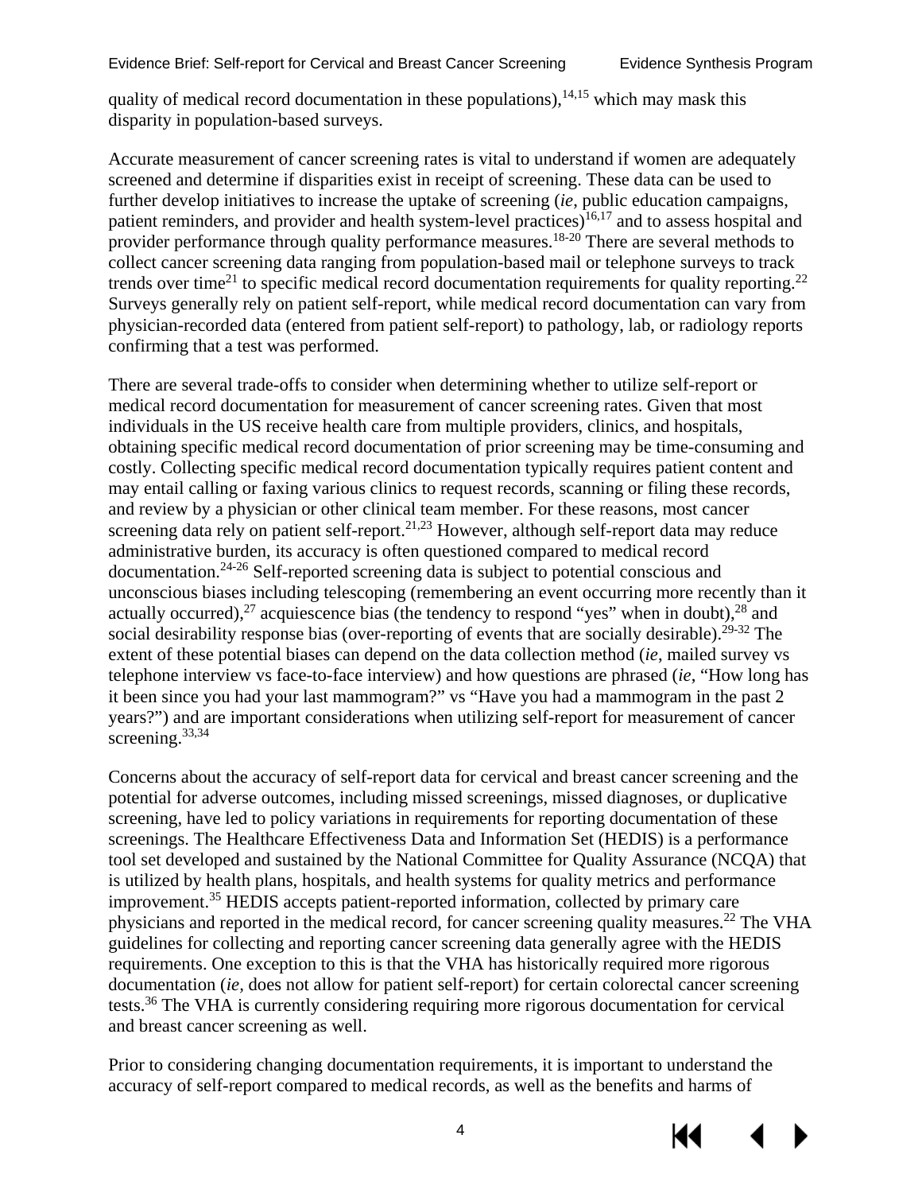quality of medical record documentation in these populations),[14,15] which may mask this disparity in population-based surveys.

Accurate measurement of cancer screening rates is vital to understand if women are adequately screened and determine if disparities exist in receipt of screening. These data can be used to further develop initiatives to increase the uptake of screening (*ie*, public education campaigns, patient reminders, and provider and health system-level practices)[16,17] and to assess hospital and provider performance through quality performance measures.[18-20] There are several methods to collect cancer screening data ranging from population-based mail or telephone surveys to track trends over time[21] to specific medical record documentation requirements for quality reporting.[22] Surveys generally rely on patient self-report, while medical record documentation can vary from physician-recorded data (entered from patient self-report) to pathology, lab, or radiology reports confirming that a test was performed.

There are several trade-offs to consider when determining whether to utilize self-report or medical record documentation for measurement of cancer screening rates. Given that most individuals in the US receive health care from multiple providers, clinics, and hospitals, obtaining specific medical record documentation of prior screening may be time-consuming and costly. Collecting specific medical record documentation typically requires patient content and may entail calling or faxing various clinics to request records, scanning or filing these records, and review by a physician or other clinical team member. For these reasons, most cancer screening data rely on patient self-report.[21,23] However, although self-report data may reduce administrative burden, its accuracy is often questioned compared to medical record documentation.[24-26] Self-reported screening data is subject to potential conscious and unconscious biases including telescoping (remembering an event occurring more recently than it actually occurred),[27] acquiescence bias (the tendency to respond "yes" when in doubt),[28] and social desirability response bias (over-reporting of events that are socially desirable).[29-32] The extent of these potential biases can depend on the data collection method (*ie*, mailed survey vs telephone interview vs face-to-face interview) and how questions are phrased (*ie*, "How long has it been since you had your last mammogram?" vs "Have you had a mammogram in the past 2 years?") and are important considerations when utilizing self-report for measurement of cancer screening.[33,34]

Concerns about the accuracy of self-report data for cervical and breast cancer screening and the potential for adverse outcomes, including missed screenings, missed diagnoses, or duplicative screening, have led to policy variations in requirements for reporting documentation of these screenings. The Healthcare Effectiveness Data and Information Set (HEDIS) is a performance tool set developed and sustained by the National Committee for Quality Assurance (NCQA) that is utilized by health plans, hospitals, and health systems for quality metrics and performance improvement.[35] HEDIS accepts patient-reported information, collected by primary care physicians and reported in the medical record, for cancer screening quality measures.[22] The VHA guidelines for collecting and reporting cancer screening data generally agree with the HEDIS requirements. One exception to this is that the VHA has historically required more rigorous documentation (*ie*, does not allow for patient self-report) for certain colorectal cancer screening tests.[36] The VHA is currently considering requiring more rigorous documentation for cervical and breast cancer screening as well.

Prior to considering changing documentation requirements, it is important to understand the accuracy of self-report compared to medical records, as well as the benefits and harms of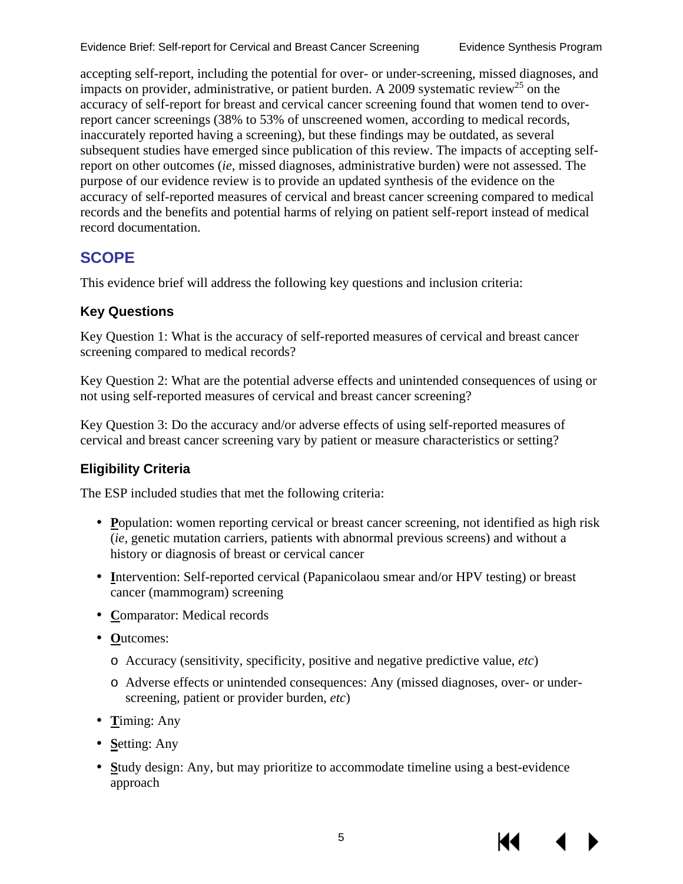accepting self-report, including the potential for over- or under-screening, missed diagnoses, and impacts on provider, administrative, or patient burden. A 2009 systematic review[25] on the accuracy of self-report for breast and cervical cancer screening found that women tend to over-report cancer screenings (38% to 53% of unscreened women, according to medical records, inaccurately reported having a screening), but these findings may be outdated, as several subsequent studies have emerged since publication of this review. The impacts of accepting self-report on other outcomes (*ie*, missed diagnoses, administrative burden) were not assessed. The purpose of our evidence review is to provide an updated synthesis of the evidence on the accuracy of self-reported measures of cervical and breast cancer screening compared to medical records and the benefits and potential harms of relying on patient self-report instead of medical record documentation.

## SCOPE

This evidence brief will address the following key questions and inclusion criteria:

### Key Questions

Key Question 1: What is the accuracy of self-reported measures of cervical and breast cancer screening compared to medical records?

Key Question 2: What are the potential adverse effects and unintended consequences of using or not using self-reported measures of cervical and breast cancer screening?

Key Question 3: Do the accuracy and/or adverse effects of using self-reported measures of cervical and breast cancer screening vary by patient or measure characteristics or setting?

### Eligibility Criteria

The ESP included studies that met the following criteria:

- **P**opulation: women reporting cervical or breast cancer screening, not identified as high risk (*ie*, genetic mutation carriers, patients with abnormal previous screens) and without a history or diagnosis of breast or cervical cancer
- **I**ntervention: Self-reported cervical (Papanicolaou smear and/or HPV testing) or breast cancer (mammogram) screening
- **C**omparator: Medical records
- **O**utcomes:
  - Accuracy (sensitivity, specificity, positive and negative predictive value, *etc*)
  - Adverse effects or unintended consequences: Any (missed diagnoses, over- or under-screening, patient or provider burden, *etc*)
- **T**iming: Any
- **S**etting: Any
- **S**tudy design: Any, but may prioritize to accommodate timeline using a best-evidence approach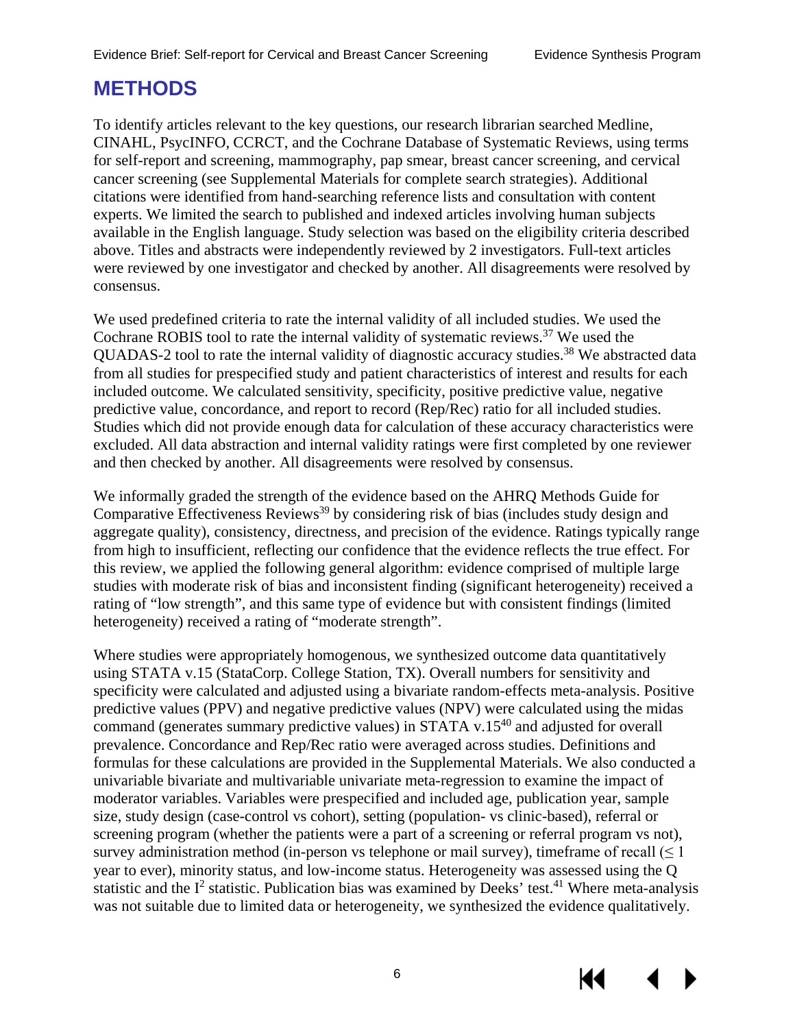# METHODS

To identify articles relevant to the key questions, our research librarian searched Medline, CINAHL, PsycINFO, CCRCT, and the Cochrane Database of Systematic Reviews, using terms for self-report and screening, mammography, pap smear, breast cancer screening, and cervical cancer screening (see Supplemental Materials for complete search strategies). Additional citations were identified from hand-searching reference lists and consultation with content experts. We limited the search to published and indexed articles involving human subjects available in the English language. Study selection was based on the eligibility criteria described above. Titles and abstracts were independently reviewed by 2 investigators. Full-text articles were reviewed by one investigator and checked by another. All disagreements were resolved by consensus.

We used predefined criteria to rate the internal validity of all included studies. We used the Cochrane ROBIS tool to rate the internal validity of systematic reviews.[37] We used the QUADAS-2 tool to rate the internal validity of diagnostic accuracy studies.[38] We abstracted data from all studies for prespecified study and patient characteristics of interest and results for each included outcome. We calculated sensitivity, specificity, positive predictive value, negative predictive value, concordance, and report to record (Rep/Rec) ratio for all included studies. Studies which did not provide enough data for calculation of these accuracy characteristics were excluded. All data abstraction and internal validity ratings were first completed by one reviewer and then checked by another. All disagreements were resolved by consensus.

We informally graded the strength of the evidence based on the AHRQ Methods Guide for Comparative Effectiveness Reviews[39] by considering risk of bias (includes study design and aggregate quality), consistency, directness, and precision of the evidence. Ratings typically range from high to insufficient, reflecting our confidence that the evidence reflects the true effect. For this review, we applied the following general algorithm: evidence comprised of multiple large studies with moderate risk of bias and inconsistent finding (significant heterogeneity) received a rating of "low strength", and this same type of evidence but with consistent findings (limited heterogeneity) received a rating of "moderate strength".

Where studies were appropriately homogenous, we synthesized outcome data quantitatively using STATA v.15 (StataCorp. College Station, TX). Overall numbers for sensitivity and specificity were calculated and adjusted using a bivariate random-effects meta-analysis. Positive predictive values (PPV) and negative predictive values (NPV) were calculated using the midas command (generates summary predictive values) in STATA v.15[40] and adjusted for overall prevalence. Concordance and Rep/Rec ratio were averaged across studies. Definitions and formulas for these calculations are provided in the Supplemental Materials. We also conducted a univariable bivariate and multivariable univariate meta-regression to examine the impact of moderator variables. Variables were prespecified and included age, publication year, sample size, study design (case-control vs cohort), setting (population- vs clinic-based), referral or screening program (whether the patients were a part of a screening or referral program vs not), survey administration method (in-person vs telephone or mail survey), timeframe of recall ($\leq$ 1 year to ever), minority status, and low-income status. Heterogeneity was assessed using the Q statistic and the $I^2$ statistic. Publication bias was examined by Deeks' test.[41] Where meta-analysis was not suitable due to limited data or heterogeneity, we synthesized the evidence qualitatively.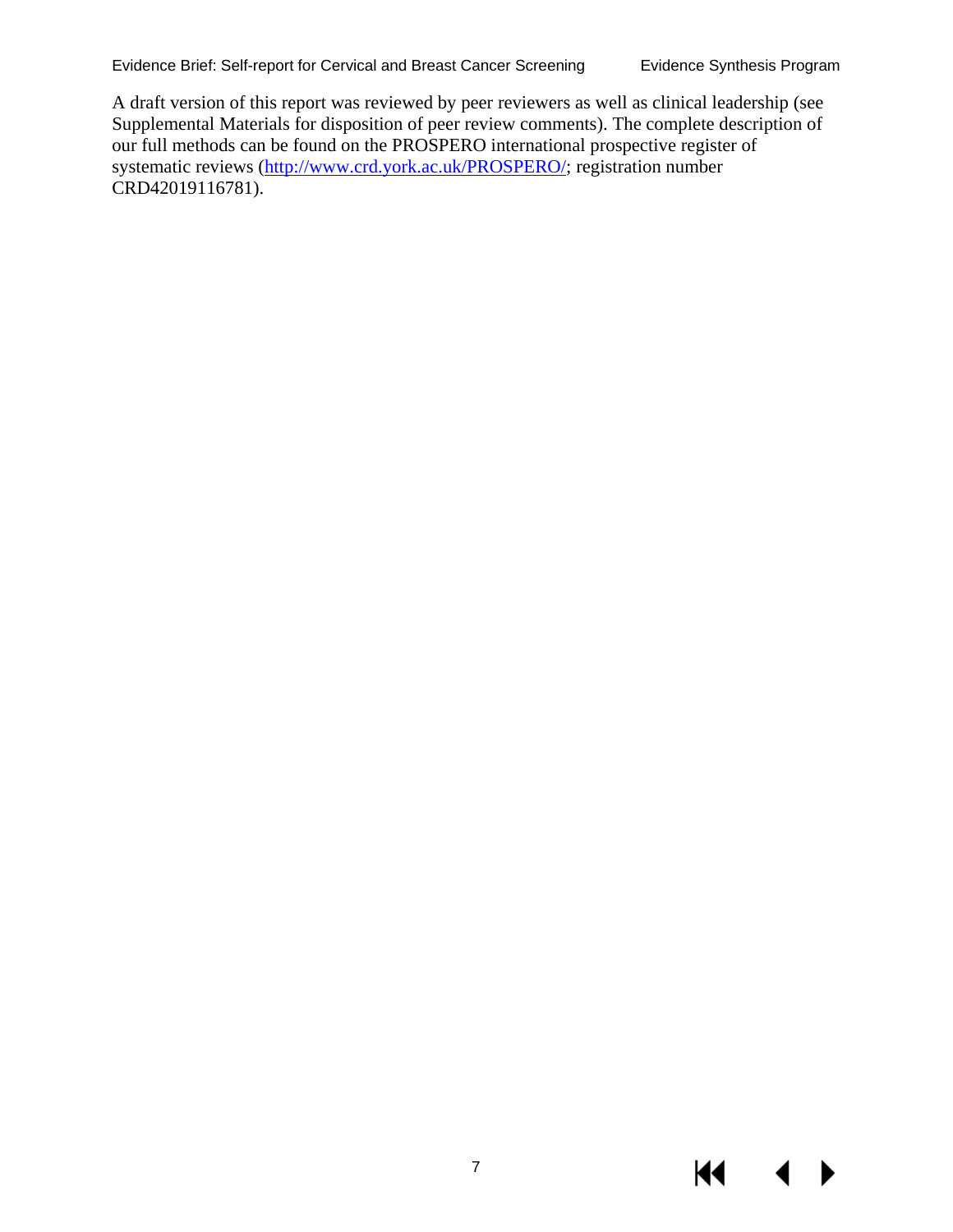A draft version of this report was reviewed by peer reviewers as well as clinical leadership (see Supplemental Materials for disposition of peer review comments). The complete description of our full methods can be found on the PROSPERO international prospective register of systematic reviews (http://www.crd.york.ac.uk/PROSPERO/; registration number CRD42019116781).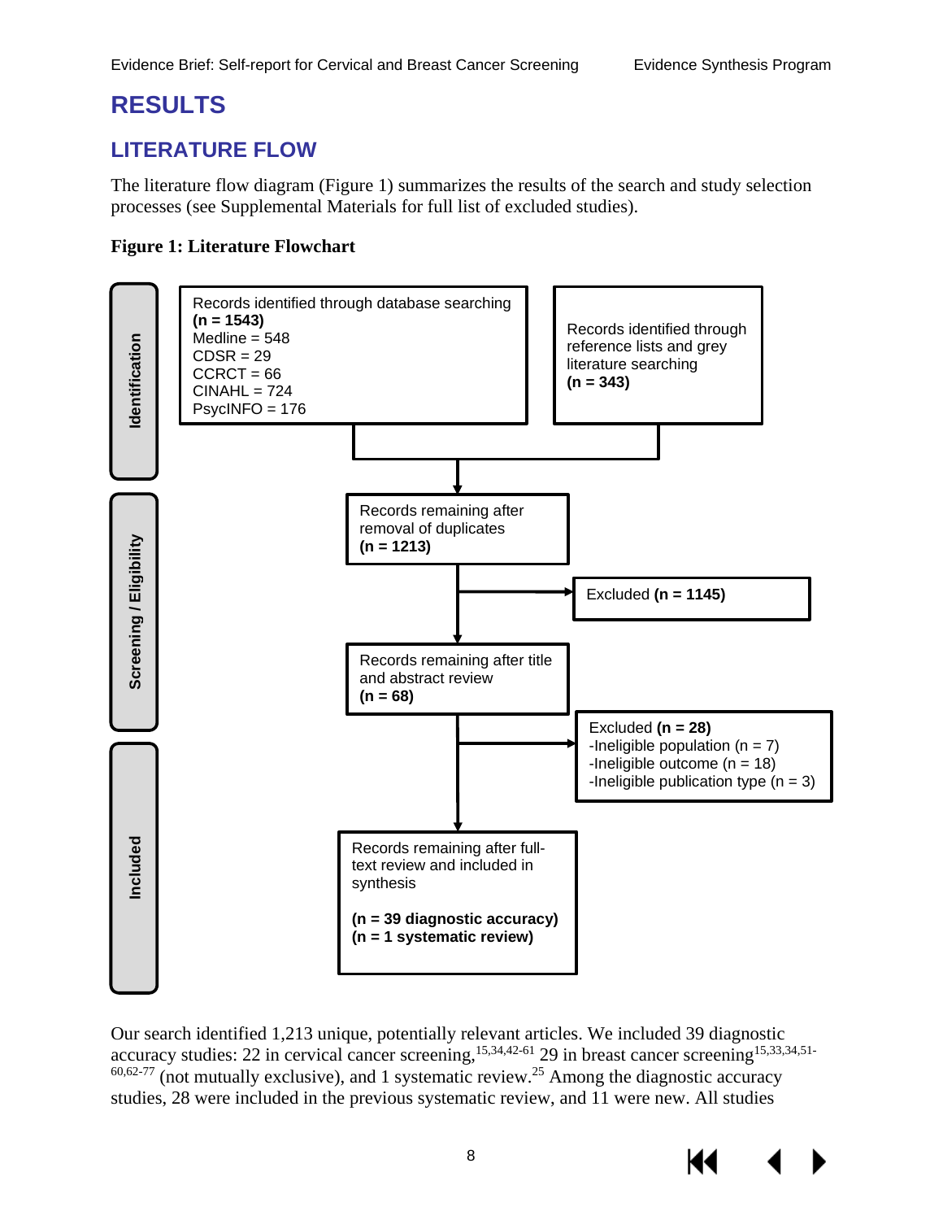# RESULTS

## LITERATURE FLOW

The literature flow diagram (Figure 1) summarizes the results of the search and study selection processes (see Supplemental Materials for full list of excluded studies).

**Figure 1: Literature Flowchart**

**Identification**

Records identified through database searching **(n = 1543)**
Medline = 548
CDSR = 29
CCRCT = 66
CINAHL = 724
PsycINFO = 176

Records identified through reference lists and grey literature searching **(n = 343)**

**Screening / Eligibility**

Records remaining after removal of duplicates **(n = 1213)**

Excluded **(n = 1145)**

Records remaining after title and abstract review **(n = 68)**

Excluded **(n = 28)**
-Ineligible population (n = 7)
-Ineligible outcome (n = 18)
-Ineligible publication type (n = 3)

**Included**

Records remaining after full-text review and included in synthesis

**(n = 39 diagnostic accuracy)**
**(n = 1 systematic review)**

Our search identified 1,213 unique, potentially relevant articles. We included 39 diagnostic accuracy studies: 22 in cervical cancer screening,[15,34,42-61] 29 in breast cancer screening[15,33,34,51-60,62-77] (not mutually exclusive), and 1 systematic review.[25] Among the diagnostic accuracy studies, 28 were included in the previous systematic review, and 11 were new. All studies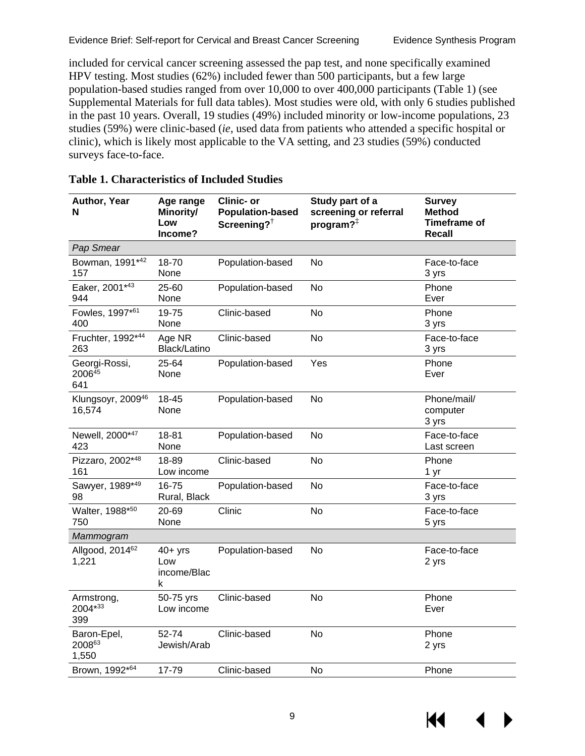included for cervical cancer screening assessed the pap test, and none specifically examined HPV testing. Most studies (62%) included fewer than 500 participants, but a few large population-based studies ranged from over 10,000 to over 400,000 participants (Table 1) (see Supplemental Materials for full data tables). Most studies were old, with only 6 studies published in the past 10 years. Overall, 19 studies (49%) included minority or low-income populations, 23 studies (59%) were clinic-based (*ie*, used data from patients who attended a specific hospital or clinic), which is likely most applicable to the VA setting, and 23 studies (59%) conducted surveys face-to-face.

**Table 1. Characteristics of Included Studies**

| Author, Year N | Age range Minority/ Low Income? | Clinic- or Population-based Screening?† | Study part of a screening or referral program?‡ | Survey Method Timeframe of Recall |
|---|---|---|---|---|
| *Pap Smear* | | | | |
| Bowman, 1991*[42] 157 | 18-70 None | Population-based | No | Face-to-face 3 yrs |
| Eaker, 2001*[43] 944 | 25-60 None | Population-based | No | Phone Ever |
| Fowles, 1997*[61] 400 | 19-75 None | Clinic-based | No | Phone 3 yrs |
| Fruchter, 1992*[44] 263 | Age NR Black/Latino | Clinic-based | No | Face-to-face 3 yrs |
| Georgi-Rossi, 2006[45] 641 | 25-64 None | Population-based | Yes | Phone Ever |
| Klungsoyr, 2009[46] 16,574 | 18-45 None | Population-based | No | Phone/mail/ computer 3 yrs |
| Newell, 2000*[47] 423 | 18-81 None | Population-based | No | Face-to-face Last screen |
| Pizzaro, 2002*[48] 161 | 18-89 Low income | Clinic-based | No | Phone 1 yr |
| Sawyer, 1989*[49] 98 | 16-75 Rural, Black | Population-based | No | Face-to-face 3 yrs |
| Walter, 1988*[50] 750 | 20-69 None | Clinic | No | Face-to-face 5 yrs |
| *Mammogram* | | | | |
| Allgood, 2014[62] 1,221 | 40+ yrs Low income/Black | Population-based | No | Face-to-face 2 yrs |
| Armstrong, 2004*[33] 399 | 50-75 yrs Low income | Clinic-based | No | Phone Ever |
| Baron-Epel, 2008[63] 1,550 | 52-74 Jewish/Arab | Clinic-based | No | Phone 2 yrs |
| Brown, 1992*[64] | 17-79 | Clinic-based | No | Phone |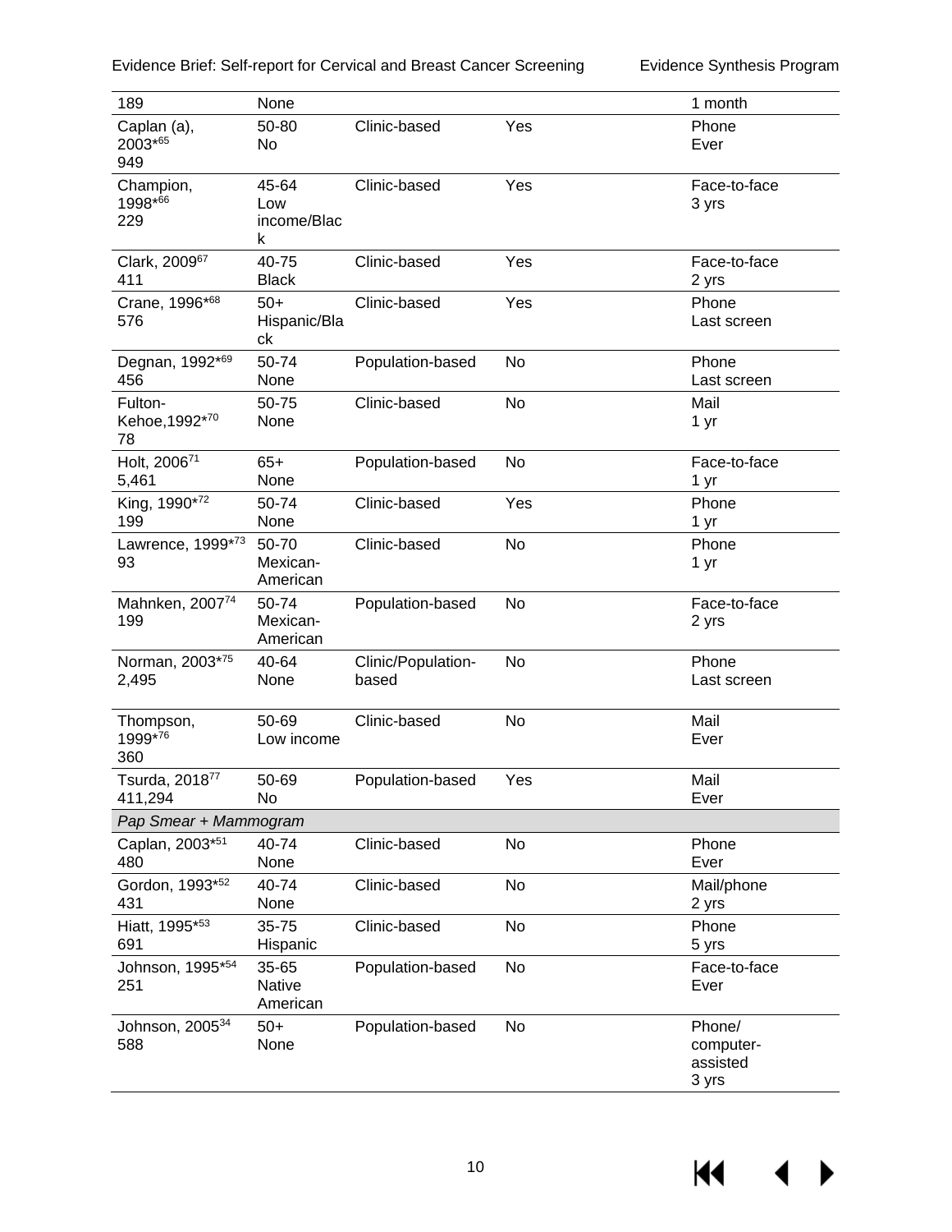| | | | | | |
|---|---|---|---|---|---|
| 189 | None | | | | 1 month |
| Caplan (a), 2003*[65] 949 | 50-80 No | Clinic-based | Yes | | Phone Ever |
| Champion, 1998*[66] 229 | 45-64 Low income/Black | Clinic-based | Yes | | Face-to-face 3 yrs |
| Clark, 2009[67] 411 | 40-75 Black | Clinic-based | Yes | | Face-to-face 2 yrs |
| Crane, 1996*[68] 576 | 50+ Hispanic/Black | Clinic-based | Yes | | Phone Last screen |
| Degnan, 1992*[69] 456 | 50-74 None | Population-based | No | | Phone Last screen |
| Fulton-Kehoe,1992*[70] 78 | 50-75 None | Clinic-based | No | | Mail 1 yr |
| Holt, 2006[71] 5,461 | 65+ None | Population-based | No | | Face-to-face 1 yr |
| King, 1990*[72] 199 | 50-74 None | Clinic-based | Yes | | Phone 1 yr |
| Lawrence, 1999*[73] 93 | 50-70 Mexican-American | Clinic-based | No | | Phone 1 yr |
| Mahnken, 2007[74] 199 | 50-74 Mexican-American | Population-based | No | | Face-to-face 2 yrs |
| Norman, 2003*[75] 2,495 | 40-64 None | Clinic/Population-based | No | | Phone Last screen |
| Thompson, 1999*[76] 360 | 50-69 Low income | Clinic-based | No | | Mail Ever |
| Tsurda, 2018[77] 411,294 | 50-69 No | Population-based | Yes | | Mail Ever |
| *Pap Smear + Mammogram* | | | | | |
| Caplan, 2003*[51] 480 | 40-74 None | Clinic-based | No | | Phone Ever |
| Gordon, 1993*[52] 431 | 40-74 None | Clinic-based | No | | Mail/phone 2 yrs |
| Hiatt, 1995*[53] 691 | 35-75 Hispanic | Clinic-based | No | | Phone 5 yrs |
| Johnson, 1995*[54] 251 | 35-65 Native American | Population-based | No | | Face-to-face Ever |
| Johnson, 2005[34] 588 | 50+ None | Population-based | No | | Phone/ computer-assisted 3 yrs |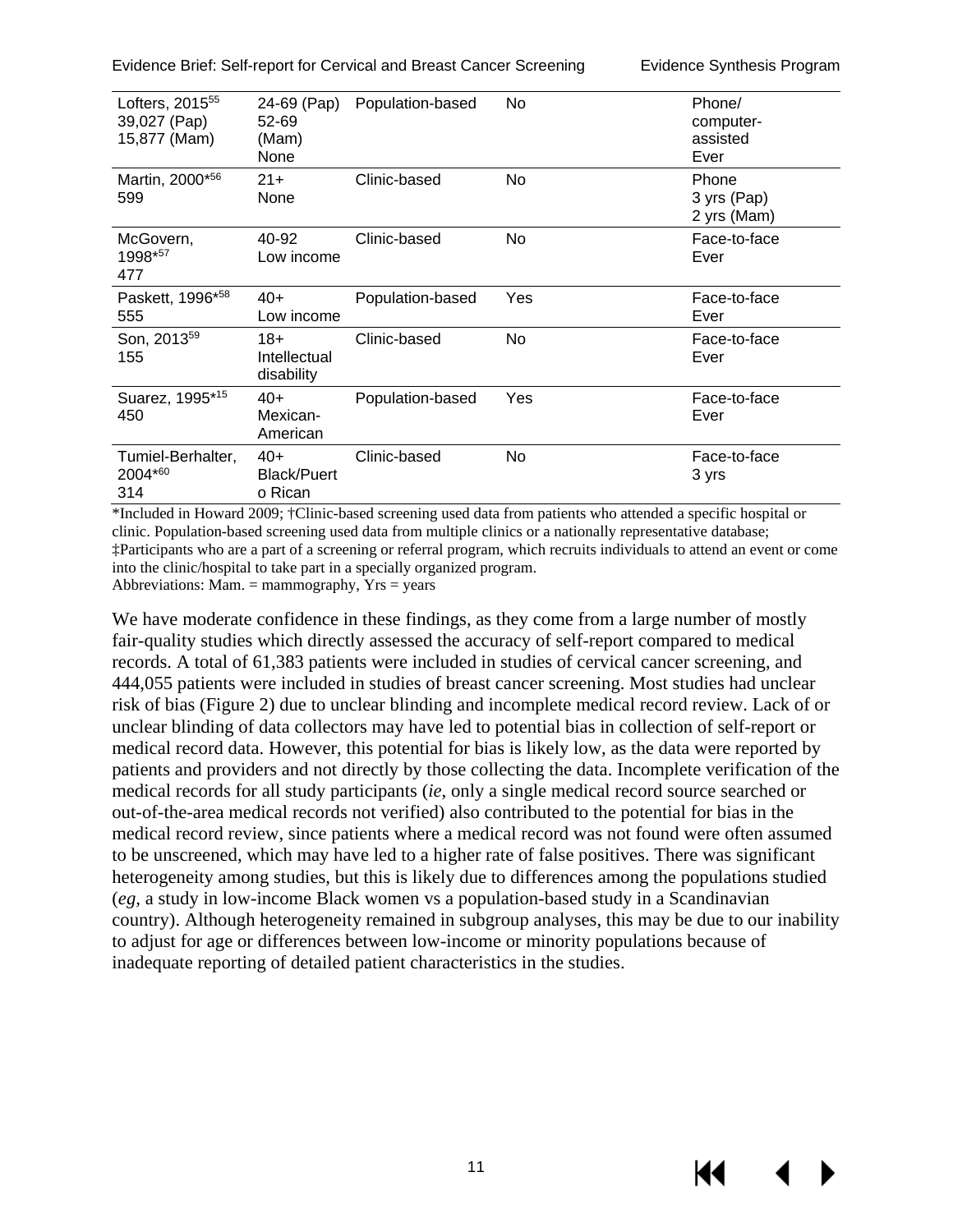| | | | | |
|---|---|---|---|---|
| Lofters, 2015[55] 39,027 (Pap) 15,877 (Mam) | 24-69 (Pap) 52-69 (Mam) None | Population-based | No | Phone/ computer-assisted Ever |
| Martin, 2000*[56] 599 | 21+ None | Clinic-based | No | Phone 3 yrs (Pap) 2 yrs (Mam) |
| McGovern, 1998*[57] 477 | 40-92 Low income | Clinic-based | No | Face-to-face Ever |
| Paskett, 1996*[58] 555 | 40+ Low income | Population-based | Yes | Face-to-face Ever |
| Son, 2013[59] 155 | 18+ Intellectual disability | Clinic-based | No | Face-to-face Ever |
| Suarez, 1995*[15] 450 | 40+ Mexican-American | Population-based | Yes | Face-to-face Ever |
| Tumiel-Berhalter, 2004*[60] 314 | 40+ Black/Puerto Rican | Clinic-based | No | Face-to-face 3 yrs |

*Included in Howard 2009; †Clinic-based screening used data from patients who attended a specific hospital or clinic. Population-based screening used data from multiple clinics or a nationally representative database; ‡Participants who are a part of a screening or referral program, which recruits individuals to attend an event or come into the clinic/hospital to take part in a specially organized program.
Abbreviations: Mam. = mammography, Yrs = years

We have moderate confidence in these findings, as they come from a large number of mostly fair-quality studies which directly assessed the accuracy of self-report compared to medical records. A total of 61,383 patients were included in studies of cervical cancer screening, and 444,055 patients were included in studies of breast cancer screening. Most studies had unclear risk of bias (Figure 2) due to unclear blinding and incomplete medical record review. Lack of or unclear blinding of data collectors may have led to potential bias in collection of self-report or medical record data. However, this potential for bias is likely low, as the data were reported by patients and providers and not directly by those collecting the data. Incomplete verification of the medical records for all study participants (*ie*, only a single medical record source searched or out-of-the-area medical records not verified) also contributed to the potential for bias in the medical record review, since patients where a medical record was not found were often assumed to be unscreened, which may have led to a higher rate of false positives. There was significant heterogeneity among studies, but this is likely due to differences among the populations studied (*eg*, a study in low-income Black women vs a population-based study in a Scandinavian country). Although heterogeneity remained in subgroup analyses, this may be due to our inability to adjust for age or differences between low-income or minority populations because of inadequate reporting of detailed patient characteristics in the studies.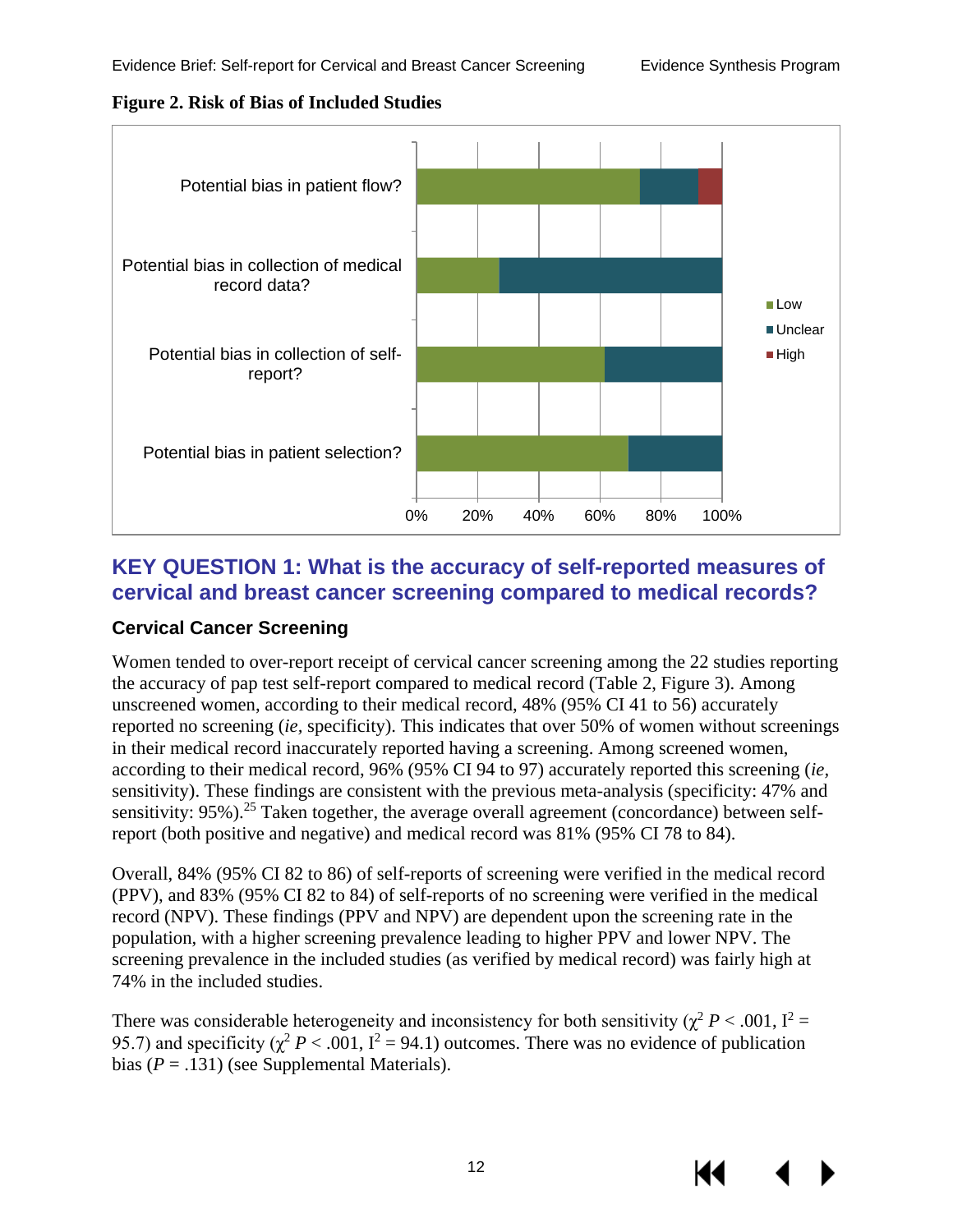**Figure 2. Risk of Bias of Included Studies**

## KEY QUESTION 1: What is the accuracy of self-reported measures of cervical and breast cancer screening compared to medical records?

### Cervical Cancer Screening

Women tended to over-report receipt of cervical cancer screening among the 22 studies reporting the accuracy of pap test self-report compared to medical record (Table 2, Figure 3). Among unscreened women, according to their medical record, 48% (95% CI 41 to 56) accurately reported no screening (*ie,* specificity). This indicates that over 50% of women without screenings in their medical record inaccurately reported having a screening. Among screened women, according to their medical record, 96% (95% CI 94 to 97) accurately reported this screening (*ie,* sensitivity). These findings are consistent with the previous meta-analysis (specificity: 47% and sensitivity: 95%).[25] Taken together, the average overall agreement (concordance) between self-report (both positive and negative) and medical record was 81% (95% CI 78 to 84).

Overall, 84% (95% CI 82 to 86) of self-reports of screening were verified in the medical record (PPV), and 83% (95% CI 82 to 84) of self-reports of no screening were verified in the medical record (NPV). These findings (PPV and NPV) are dependent upon the screening rate in the population, with a higher screening prevalence leading to higher PPV and lower NPV. The screening prevalence in the included studies (as verified by medical record) was fairly high at 74% in the included studies.

There was considerable heterogeneity and inconsistency for both sensitivity ($\chi^2$ $P < .001$, $I^2 = 95.7$) and specificity ($\chi^2$ $P < .001$, $I^2 = 94.1$) outcomes. There was no evidence of publication bias ($P = .131$) (see Supplemental Materials).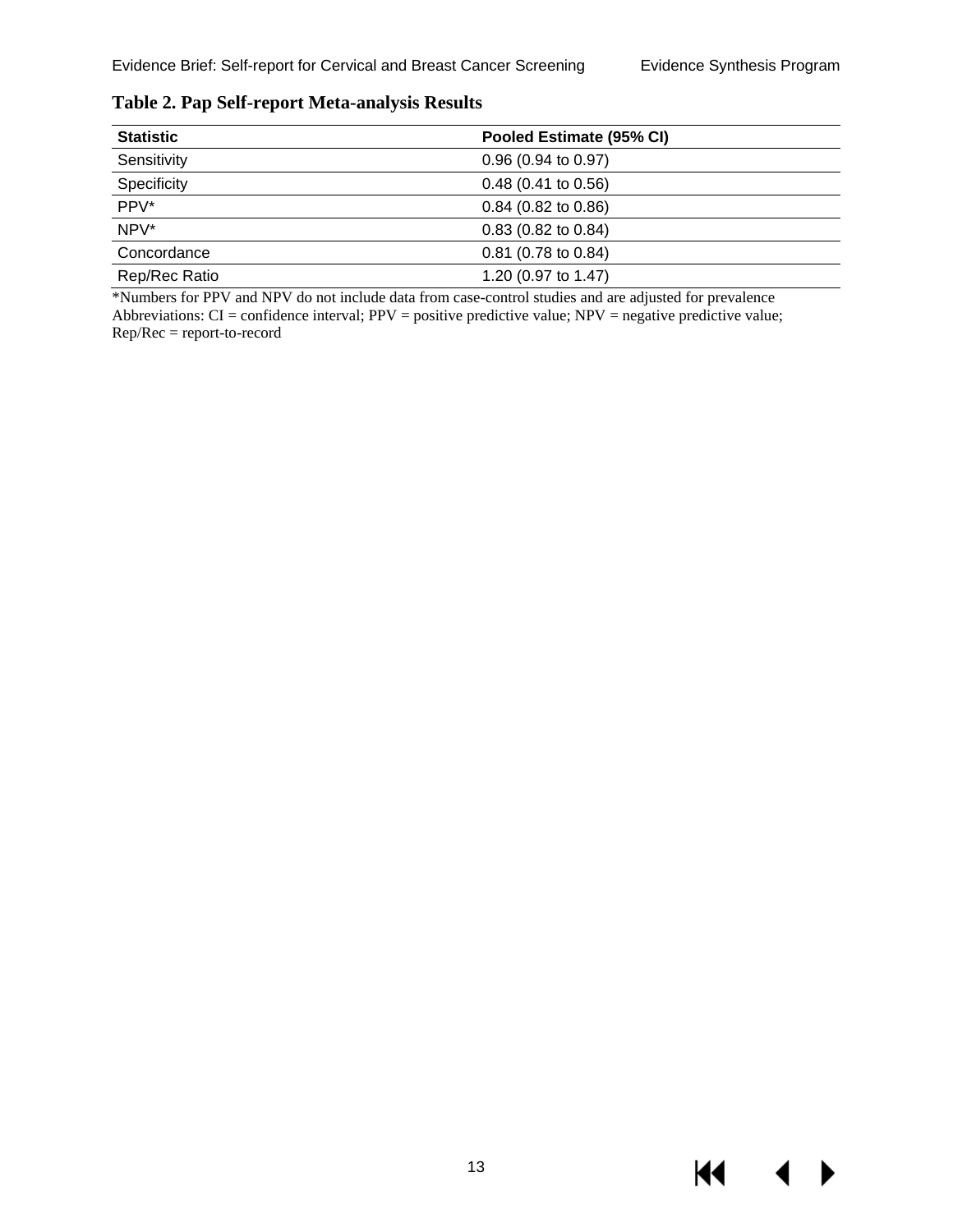**Table 2. Pap Self-report Meta-analysis Results**

| Statistic | Pooled Estimate (95% CI) |
|---|---|
| Sensitivity | 0.96 (0.94 to 0.97) |
| Specificity | 0.48 (0.41 to 0.56) |
| PPV* | 0.84 (0.82 to 0.86) |
| NPV* | 0.83 (0.82 to 0.84) |
| Concordance | 0.81 (0.78 to 0.84) |
| Rep/Rec Ratio | 1.20 (0.97 to 1.47) |

*Numbers for PPV and NPV do not include data from case-control studies and are adjusted for prevalence
Abbreviations: CI = confidence interval; PPV = positive predictive value; NPV = negative predictive value; Rep/Rec = report-to-record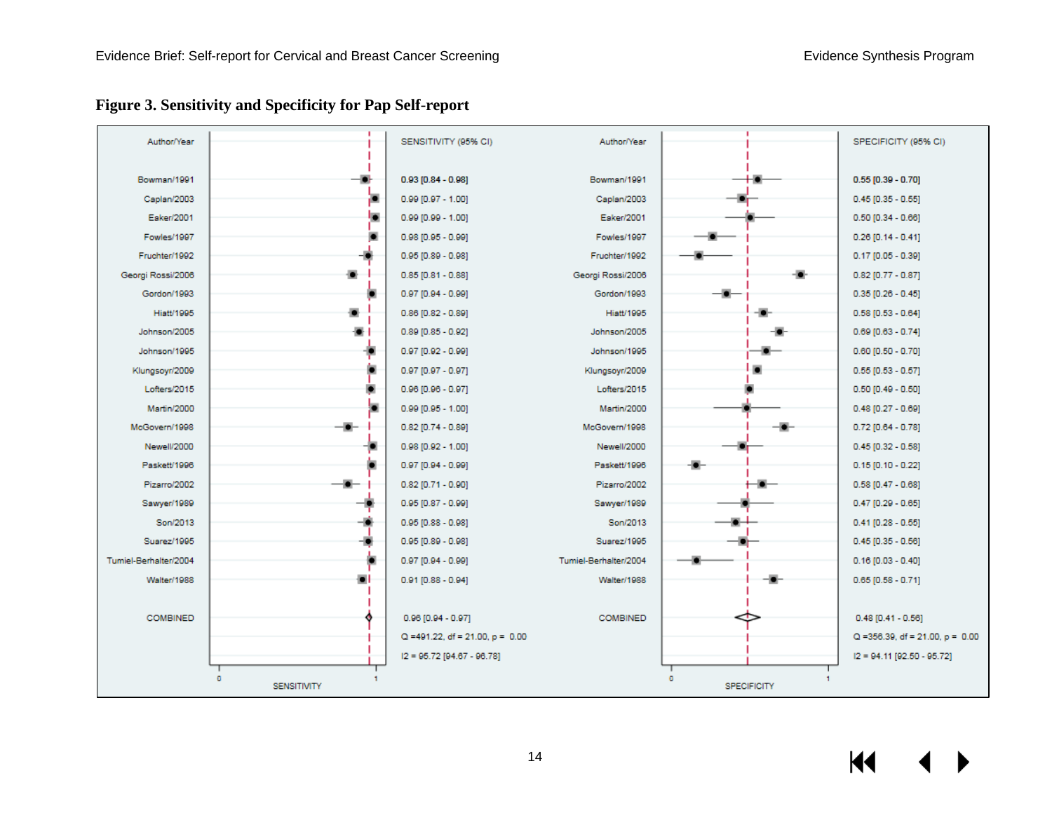**Figure 3. Sensitivity and Specificity for Pap Self-report**

| Author/Year | SENSITIVITY (95% CI) | Author/Year | SPECIFICITY (95% CI) |
|---|---|---|---|
| Bowman/1991 | 0.93 [0.84 - 0.98] | Bowman/1991 | 0.55 [0.39 - 0.70] |
| Caplan/2003 | 0.99 [0.97 - 1.00] | Caplan/2003 | 0.45 [0.35 - 0.55] |
| Eaker/2001 | 0.99 [0.99 - 1.00] | Eaker/2001 | 0.50 [0.34 - 0.66] |
| Fowles/1997 | 0.98 [0.95 - 0.99] | Fowles/1997 | 0.26 [0.14 - 0.41] |
| Fruchter/1992 | 0.95 [0.89 - 0.98] | Fruchter/1992 | 0.17 [0.05 - 0.39] |
| Georgi Rossi/2006 | 0.85 [0.81 - 0.88] | Georgi Rossi/2006 | 0.82 [0.77 - 0.87] |
| Gordon/1993 | 0.97 [0.94 - 0.99] | Gordon/1993 | 0.35 [0.26 - 0.45] |
| Hiatt/1995 | 0.86 [0.82 - 0.89] | Hiatt/1995 | 0.58 [0.53 - 0.64] |
| Johnson/2005 | 0.89 [0.85 - 0.92] | Johnson/2005 | 0.69 [0.63 - 0.74] |
| Johnson/1995 | 0.97 [0.92 - 0.99] | Johnson/1995 | 0.60 [0.50 - 0.70] |
| Klungsoyr/2009 | 0.97 [0.97 - 0.97] | Klungsoyr/2009 | 0.55 [0.53 - 0.57] |
| Lofters/2015 | 0.96 [0.96 - 0.97] | Lofters/2015 | 0.50 [0.49 - 0.50] |
| Martin/2000 | 0.99 [0.95 - 1.00] | Martin/2000 | 0.48 [0.27 - 0.69] |
| McGovern/1998 | 0.82 [0.74 - 0.89] | McGovern/1998 | 0.72 [0.64 - 0.78] |
| Newell/2000 | 0.98 [0.92 - 1.00] | Newell/2000 | 0.45 [0.32 - 0.58] |
| Paskett/1996 | 0.97 [0.94 - 0.99] | Paskett/1996 | 0.15 [0.10 - 0.22] |
| Pizarro/2002 | 0.82 [0.71 - 0.90] | Pizarro/2002 | 0.58 [0.47 - 0.68] |
| Sawyer/1989 | 0.95 [0.87 - 0.99] | Sawyer/1989 | 0.47 [0.29 - 0.65] |
| Son/2013 | 0.95 [0.88 - 0.98] | Son/2013 | 0.41 [0.28 - 0.55] |
| Suarez/1995 | 0.95 [0.89 - 0.98] | Suarez/1995 | 0.45 [0.35 - 0.56] |
| Tumiel-Berhalter/2004 | 0.97 [0.94 - 0.99] | Tumiel-Berhalter/2004 | 0.16 [0.03 - 0.40] |
| Walter/1988 | 0.91 [0.88 - 0.94] | Walter/1988 | 0.65 [0.58 - 0.71] |
| COMBINED | 0.96 [0.94 - 0.97] | COMBINED | 0.48 [0.41 - 0.56] |
| | Q =491.22, df = 21.00, p = 0.00 | | Q =356.39, df = 21.00, p = 0.00 |
| | I2 = 95.72 [94.67 - 96.78] | | I2 = 94.11 [92.50 - 95.72] |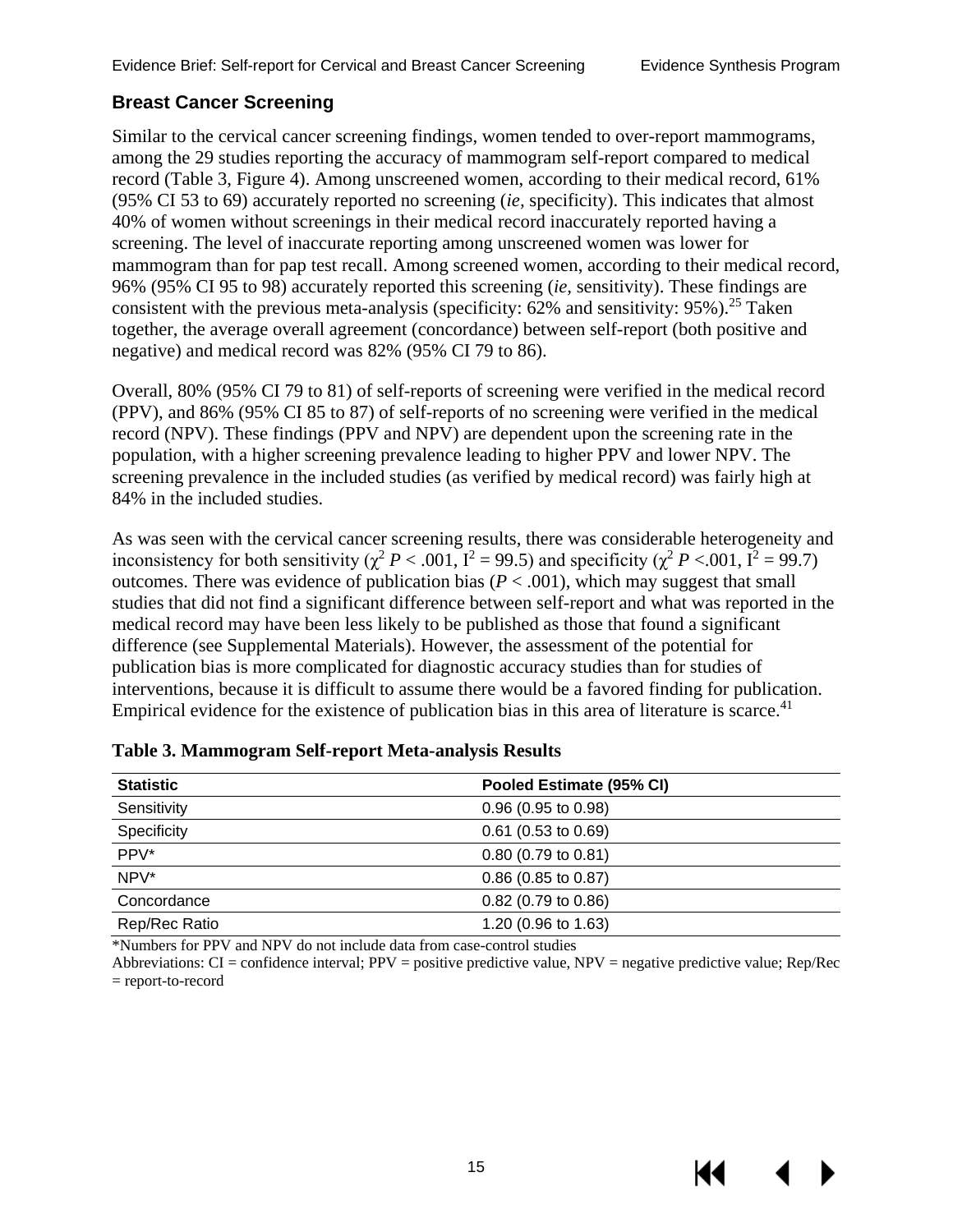## Breast Cancer Screening

Similar to the cervical cancer screening findings, women tended to over-report mammograms, among the 29 studies reporting the accuracy of mammogram self-report compared to medical record (Table 3, Figure 4). Among unscreened women, according to their medical record, 61% (95% CI 53 to 69) accurately reported no screening (*ie,* specificity). This indicates that almost 40% of women without screenings in their medical record inaccurately reported having a screening. The level of inaccurate reporting among unscreened women was lower for mammogram than for pap test recall. Among screened women, according to their medical record, 96% (95% CI 95 to 98) accurately reported this screening (*ie,* sensitivity). These findings are consistent with the previous meta-analysis (specificity: 62% and sensitivity: 95%).[25] Taken together, the average overall agreement (concordance) between self-report (both positive and negative) and medical record was 82% (95% CI 79 to 86).

Overall, 80% (95% CI 79 to 81) of self-reports of screening were verified in the medical record (PPV), and 86% (95% CI 85 to 87) of self-reports of no screening were verified in the medical record (NPV). These findings (PPV and NPV) are dependent upon the screening rate in the population, with a higher screening prevalence leading to higher PPV and lower NPV. The screening prevalence in the included studies (as verified by medical record) was fairly high at 84% in the included studies.

As was seen with the cervical cancer screening results, there was considerable heterogeneity and inconsistency for both sensitivity ($\chi^2$ $P < .001$, $I^2 = 99.5$) and specificity ($\chi^2$ $P < .001$, $I^2 = 99.7$) outcomes. There was evidence of publication bias ($P < .001$), which may suggest that small studies that did not find a significant difference between self-report and what was reported in the medical record may have been less likely to be published as those that found a significant difference (see Supplemental Materials). However, the assessment of the potential for publication bias is more complicated for diagnostic accuracy studies than for studies of interventions, because it is difficult to assume there would be a favored finding for publication. Empirical evidence for the existence of publication bias in this area of literature is scarce.[41]

**Table 3. Mammogram Self-report Meta-analysis Results**

| Statistic | Pooled Estimate (95% CI) |
|---|---|
| Sensitivity | 0.96 (0.95 to 0.98) |
| Specificity | 0.61 (0.53 to 0.69) |
| PPV* | 0.80 (0.79 to 0.81) |
| NPV* | 0.86 (0.85 to 0.87) |
| Concordance | 0.82 (0.79 to 0.86) |
| Rep/Rec Ratio | 1.20 (0.96 to 1.63) |

*Numbers for PPV and NPV do not include data from case-control studies

Abbreviations: CI = confidence interval; PPV = positive predictive value, NPV = negative predictive value; Rep/Rec = report-to-record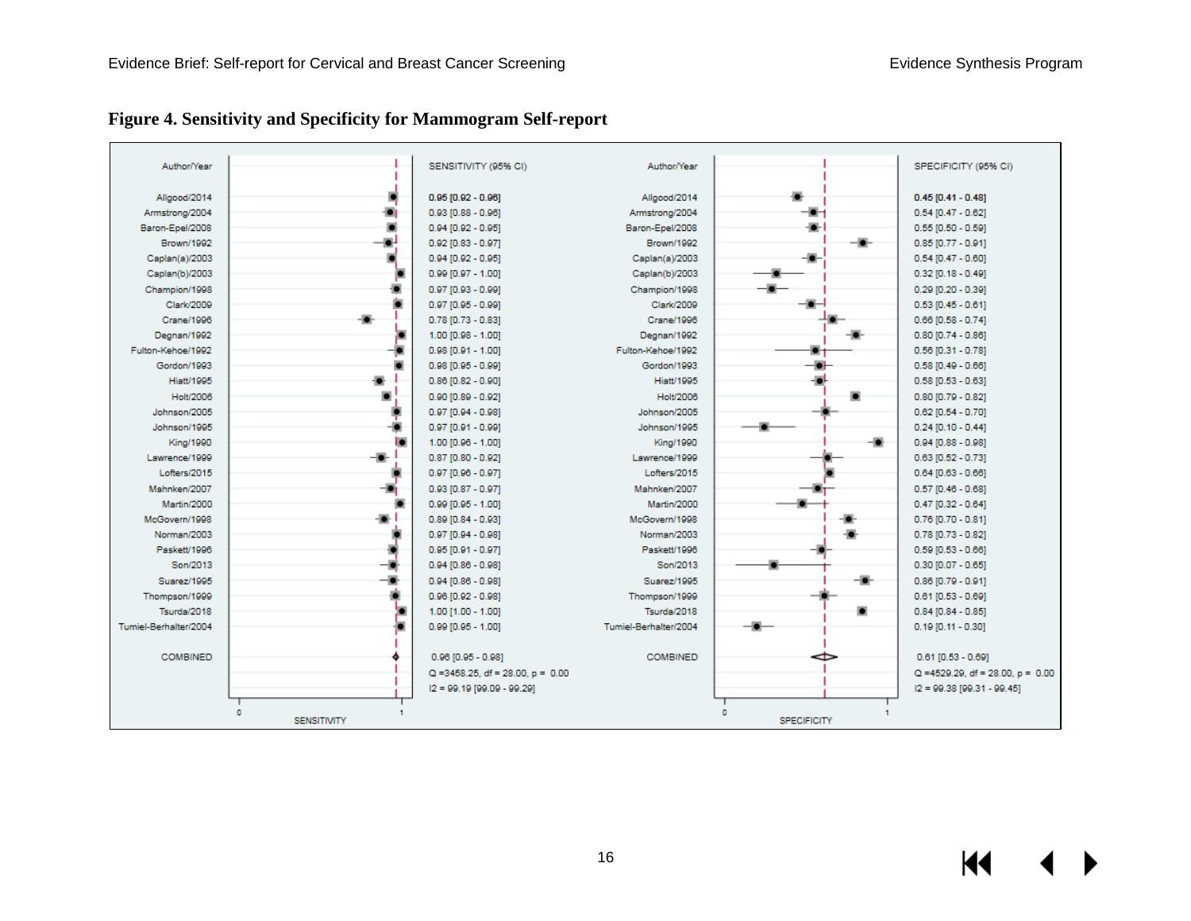## Figure 4. Sensitivity and Specificity for Mammogram Self-report

| Author/Year | SENSITIVITY (95% CI) | SPECIFICITY (95% CI) |
|---|---|---|
| Allgood/2014 | 0.95 [0.92 - 0.96] | 0.45 [0.41 - 0.48] |
| Armstrong/2004 | 0.93 [0.88 - 0.96] | 0.54 [0.47 - 0.62] |
| Baron-Epel/2008 | 0.94 [0.92 - 0.95] | 0.55 [0.50 - 0.59] |
| Brown/1992 | 0.92 [0.83 - 0.97] | 0.85 [0.77 - 0.91] |
| Caplan(a)/2003 | 0.94 [0.92 - 0.95] | 0.54 [0.47 - 0.60] |
| Caplan(b)/2003 | 0.99 [0.97 - 1.00] | 0.32 [0.18 - 0.49] |
| Champion/1998 | 0.97 [0.93 - 0.99] | 0.29 [0.20 - 0.39] |
| Clark/2009 | 0.97 [0.95 - 0.99] | 0.53 [0.45 - 0.61] |
| Crane/1996 | 0.78 [0.73 - 0.83] | 0.66 [0.58 - 0.74] |
| Degnan/1992 | 1.00 [0.98 - 1.00] | 0.80 [0.74 - 0.86] |
| Fulton-Kehoe/1992 | 0.98 [0.91 - 1.00] | 0.56 [0.31 - 0.78] |
| Gordon/1993 | 0.98 [0.95 - 0.99] | 0.58 [0.49 - 0.66] |
| Hiatt/1995 | 0.86 [0.82 - 0.90] | 0.58 [0.53 - 0.63] |
| Holt/2006 | 0.90 [0.89 - 0.92] | 0.80 [0.79 - 0.82] |
| Johnson/2005 | 0.97 [0.94 - 0.98] | 0.62 [0.54 - 0.70] |
| Johnson/1995 | 0.97 [0.91 - 0.99] | 0.24 [0.10 - 0.44] |
| King/1990 | 1.00 [0.96 - 1.00] | 0.94 [0.88 - 0.98] |
| Lawrence/1999 | 0.87 [0.80 - 0.92] | 0.63 [0.52 - 0.73] |
| Lofters/2015 | 0.97 [0.96 - 0.97] | 0.64 [0.63 - 0.66] |
| Mahnken/2007 | 0.93 [0.87 - 0.97] | 0.57 [0.46 - 0.68] |
| Martin/2000 | 0.99 [0.95 - 1.00] | 0.47 [0.32 - 0.64] |
| McGovern/1998 | 0.89 [0.84 - 0.93] | 0.76 [0.70 - 0.81] |
| Norman/2003 | 0.97 [0.94 - 0.98] | 0.78 [0.73 - 0.82] |
| Paskett/1996 | 0.95 [0.91 - 0.97] | 0.59 [0.53 - 0.66] |
| Son/2013 | 0.94 [0.86 - 0.98] | 0.30 [0.07 - 0.65] |
| Suarez/1995 | 0.94 [0.86 - 0.98] | 0.86 [0.79 - 0.91] |
| Thompson/1999 | 0.96 [0.92 - 0.98] | 0.61 [0.53 - 0.69] |
| Tsurda/2018 | 1.00 [1.00 - 1.00] | 0.84 [0.84 - 0.85] |
| Tumiel-Berhalter/2004 | 0.99 [0.95 - 1.00] | 0.19 [0.11 - 0.30] |
| COMBINED | 0.96 [0.95 - 0.98] | 0.61 [0.53 - 0.69] |

Sensitivity: Q = 3458.25, df = 28.00, p = 0.00; I2 = 99.19 [99.09 - 99.29]

Specificity: Q = 4529.29, df = 28.00, p = 0.00; I2 = 99.38 [99.31 - 99.45]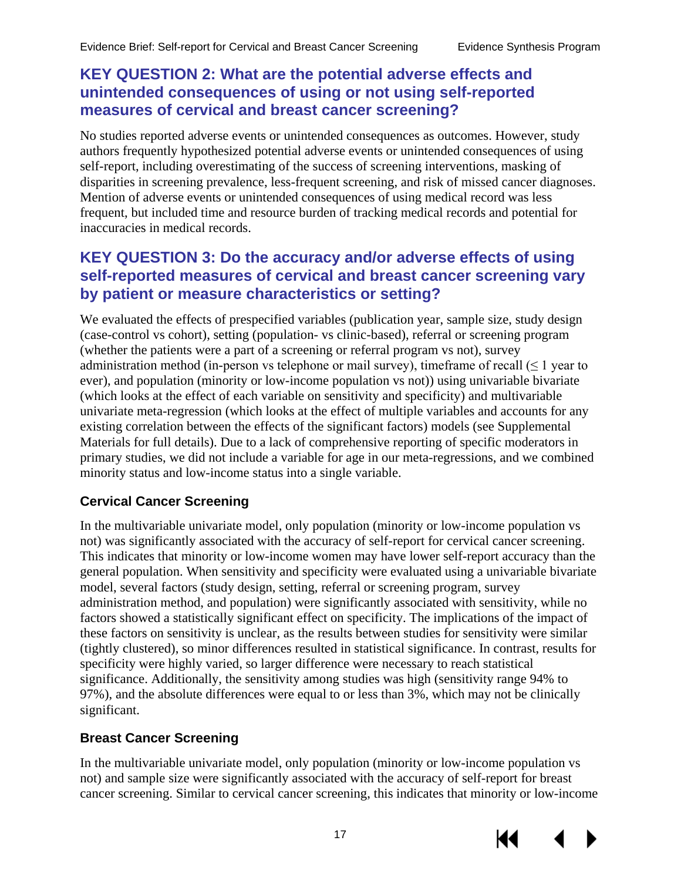## KEY QUESTION 2: What are the potential adverse effects and unintended consequences of using or not using self-reported measures of cervical and breast cancer screening?

No studies reported adverse events or unintended consequences as outcomes. However, study authors frequently hypothesized potential adverse events or unintended consequences of using self-report, including overestimating of the success of screening interventions, masking of disparities in screening prevalence, less-frequent screening, and risk of missed cancer diagnoses. Mention of adverse events or unintended consequences of using medical record was less frequent, but included time and resource burden of tracking medical records and potential for inaccuracies in medical records.

## KEY QUESTION 3: Do the accuracy and/or adverse effects of using self-reported measures of cervical and breast cancer screening vary by patient or measure characteristics or setting?

We evaluated the effects of prespecified variables (publication year, sample size, study design (case-control vs cohort), setting (population- vs clinic-based), referral or screening program (whether the patients were a part of a screening or referral program vs not), survey administration method (in-person vs telephone or mail survey), timeframe of recall ($\leq$ 1 year to ever), and population (minority or low-income population vs not)) using univariable bivariate (which looks at the effect of each variable on sensitivity and specificity) and multivariable univariate meta-regression (which looks at the effect of multiple variables and accounts for any existing correlation between the effects of the significant factors) models (see Supplemental Materials for full details). Due to a lack of comprehensive reporting of specific moderators in primary studies, we did not include a variable for age in our meta-regressions, and we combined minority status and low-income status into a single variable.

### Cervical Cancer Screening

In the multivariable univariate model, only population (minority or low-income population vs not) was significantly associated with the accuracy of self-report for cervical cancer screening. This indicates that minority or low-income women may have lower self-report accuracy than the general population. When sensitivity and specificity were evaluated using a univariable bivariate model, several factors (study design, setting, referral or screening program, survey administration method, and population) were significantly associated with sensitivity, while no factors showed a statistically significant effect on specificity. The implications of the impact of these factors on sensitivity is unclear, as the results between studies for sensitivity were similar (tightly clustered), so minor differences resulted in statistical significance. In contrast, results for specificity were highly varied, so larger difference were necessary to reach statistical significance. Additionally, the sensitivity among studies was high (sensitivity range 94% to 97%), and the absolute differences were equal to or less than 3%, which may not be clinically significant.

### Breast Cancer Screening

In the multivariable univariate model, only population (minority or low-income population vs not) and sample size were significantly associated with the accuracy of self-report for breast cancer screening. Similar to cervical cancer screening, this indicates that minority or low-income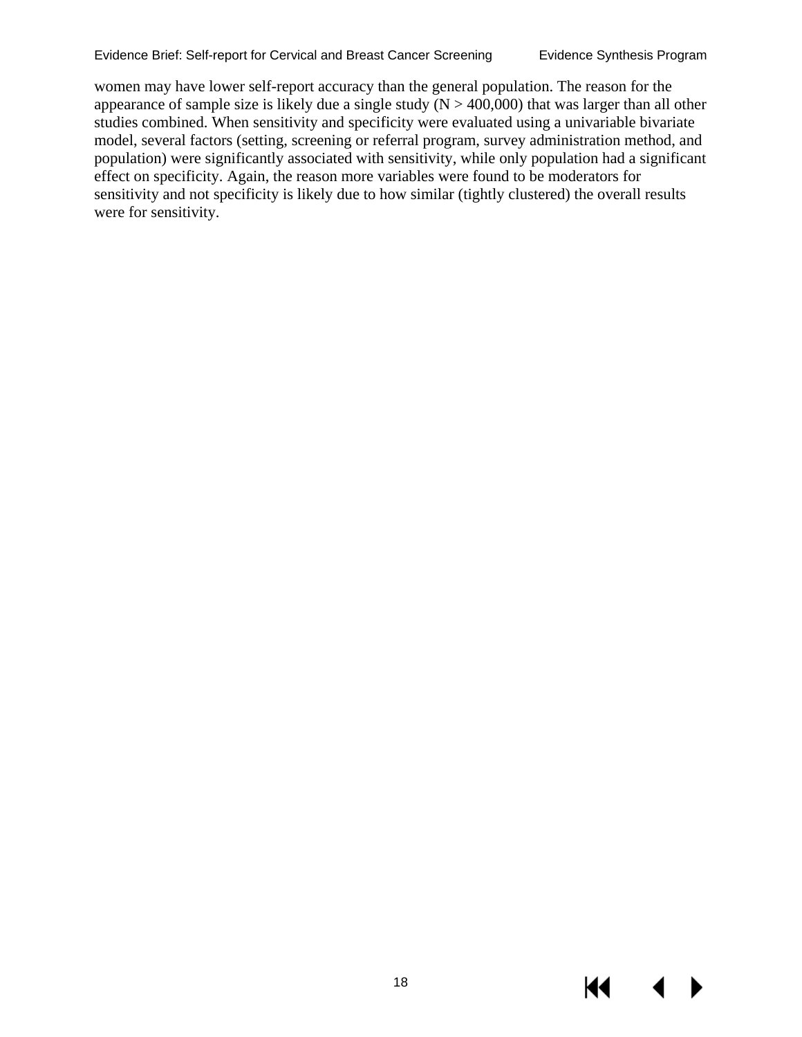women may have lower self-report accuracy than the general population. The reason for the appearance of sample size is likely due a single study (N > 400,000) that was larger than all other studies combined. When sensitivity and specificity were evaluated using a univariable bivariate model, several factors (setting, screening or referral program, survey administration method, and population) were significantly associated with sensitivity, while only population had a significant effect on specificity. Again, the reason more variables were found to be moderators for sensitivity and not specificity is likely due to how similar (tightly clustered) the overall results were for sensitivity.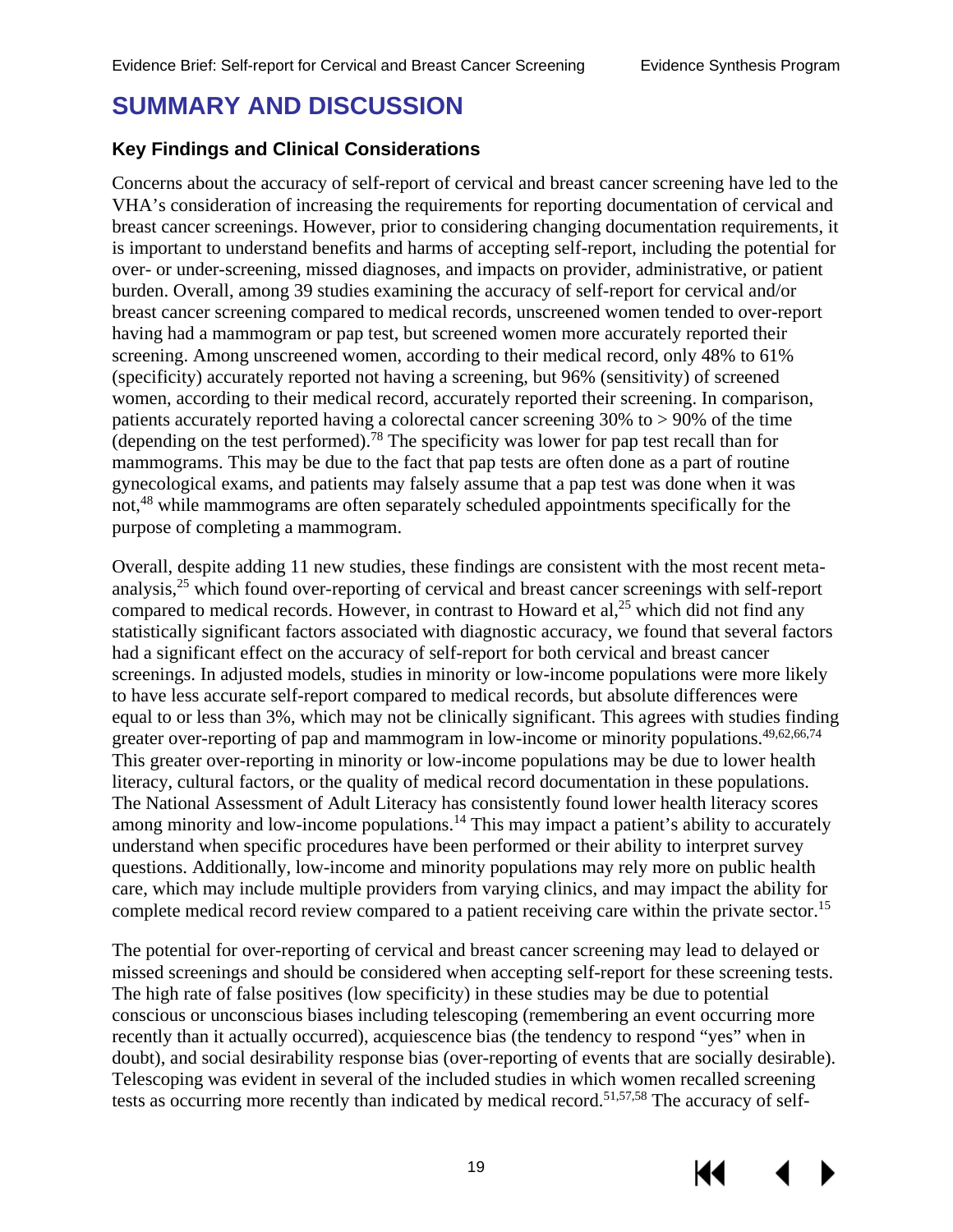# SUMMARY AND DISCUSSION

### Key Findings and Clinical Considerations

Concerns about the accuracy of self-report of cervical and breast cancer screening have led to the VHA's consideration of increasing the requirements for reporting documentation of cervical and breast cancer screenings. However, prior to considering changing documentation requirements, it is important to understand benefits and harms of accepting self-report, including the potential for over- or under-screening, missed diagnoses, and impacts on provider, administrative, or patient burden. Overall, among 39 studies examining the accuracy of self-report for cervical and/or breast cancer screening compared to medical records, unscreened women tended to over-report having had a mammogram or pap test, but screened women more accurately reported their screening. Among unscreened women, according to their medical record, only 48% to 61% (specificity) accurately reported not having a screening, but 96% (sensitivity) of screened women, according to their medical record, accurately reported their screening. In comparison, patients accurately reported having a colorectal cancer screening 30% to > 90% of the time (depending on the test performed).[78] The specificity was lower for pap test recall than for mammograms. This may be due to the fact that pap tests are often done as a part of routine gynecological exams, and patients may falsely assume that a pap test was done when it was not,[48] while mammograms are often separately scheduled appointments specifically for the purpose of completing a mammogram.

Overall, despite adding 11 new studies, these findings are consistent with the most recent meta-analysis,[25] which found over-reporting of cervical and breast cancer screenings with self-report compared to medical records. However, in contrast to Howard et al,[25] which did not find any statistically significant factors associated with diagnostic accuracy, we found that several factors had a significant effect on the accuracy of self-report for both cervical and breast cancer screenings. In adjusted models, studies in minority or low-income populations were more likely to have less accurate self-report compared to medical records, but absolute differences were equal to or less than 3%, which may not be clinically significant. This agrees with studies finding greater over-reporting of pap and mammogram in low-income or minority populations.[49,62,66,74] This greater over-reporting in minority or low-income populations may be due to lower health literacy, cultural factors, or the quality of medical record documentation in these populations. The National Assessment of Adult Literacy has consistently found lower health literacy scores among minority and low-income populations.[14] This may impact a patient's ability to accurately understand when specific procedures have been performed or their ability to interpret survey questions. Additionally, low-income and minority populations may rely more on public health care, which may include multiple providers from varying clinics, and may impact the ability for complete medical record review compared to a patient receiving care within the private sector.[15]

The potential for over-reporting of cervical and breast cancer screening may lead to delayed or missed screenings and should be considered when accepting self-report for these screening tests. The high rate of false positives (low specificity) in these studies may be due to potential conscious or unconscious biases including telescoping (remembering an event occurring more recently than it actually occurred), acquiescence bias (the tendency to respond "yes" when in doubt), and social desirability response bias (over-reporting of events that are socially desirable). Telescoping was evident in several of the included studies in which women recalled screening tests as occurring more recently than indicated by medical record.[51,57,58] The accuracy of self-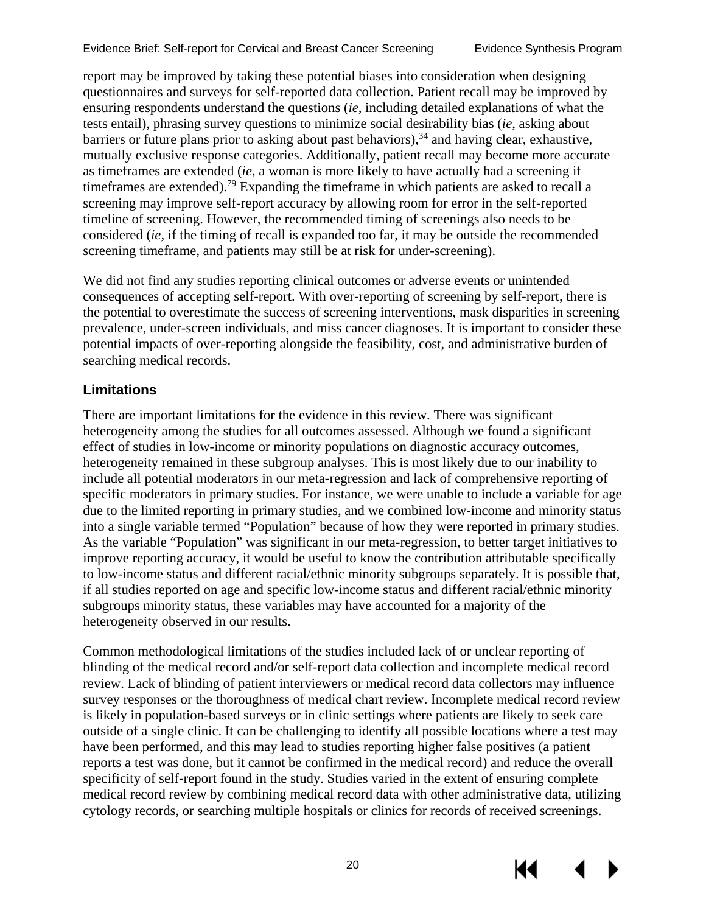report may be improved by taking these potential biases into consideration when designing questionnaires and surveys for self-reported data collection. Patient recall may be improved by ensuring respondents understand the questions (*ie*, including detailed explanations of what the tests entail), phrasing survey questions to minimize social desirability bias (*ie*, asking about barriers or future plans prior to asking about past behaviors),[34] and having clear, exhaustive, mutually exclusive response categories. Additionally, patient recall may become more accurate as timeframes are extended (*ie*, a woman is more likely to have actually had a screening if timeframes are extended).[79] Expanding the timeframe in which patients are asked to recall a screening may improve self-report accuracy by allowing room for error in the self-reported timeline of screening. However, the recommended timing of screenings also needs to be considered (*ie*, if the timing of recall is expanded too far, it may be outside the recommended screening timeframe, and patients may still be at risk for under-screening).

We did not find any studies reporting clinical outcomes or adverse events or unintended consequences of accepting self-report. With over-reporting of screening by self-report, there is the potential to overestimate the success of screening interventions, mask disparities in screening prevalence, under-screen individuals, and miss cancer diagnoses. It is important to consider these potential impacts of over-reporting alongside the feasibility, cost, and administrative burden of searching medical records.

## Limitations

There are important limitations for the evidence in this review. There was significant heterogeneity among the studies for all outcomes assessed. Although we found a significant effect of studies in low-income or minority populations on diagnostic accuracy outcomes, heterogeneity remained in these subgroup analyses. This is most likely due to our inability to include all potential moderators in our meta-regression and lack of comprehensive reporting of specific moderators in primary studies. For instance, we were unable to include a variable for age due to the limited reporting in primary studies, and we combined low-income and minority status into a single variable termed "Population" because of how they were reported in primary studies. As the variable "Population" was significant in our meta-regression, to better target initiatives to improve reporting accuracy, it would be useful to know the contribution attributable specifically to low-income status and different racial/ethnic minority subgroups separately. It is possible that, if all studies reported on age and specific low-income status and different racial/ethnic minority subgroups minority status, these variables may have accounted for a majority of the heterogeneity observed in our results.

Common methodological limitations of the studies included lack of or unclear reporting of blinding of the medical record and/or self-report data collection and incomplete medical record review. Lack of blinding of patient interviewers or medical record data collectors may influence survey responses or the thoroughness of medical chart review. Incomplete medical record review is likely in population-based surveys or in clinic settings where patients are likely to seek care outside of a single clinic. It can be challenging to identify all possible locations where a test may have been performed, and this may lead to studies reporting higher false positives (a patient reports a test was done, but it cannot be confirmed in the medical record) and reduce the overall specificity of self-report found in the study. Studies varied in the extent of ensuring complete medical record review by combining medical record data with other administrative data, utilizing cytology records, or searching multiple hospitals or clinics for records of received screenings.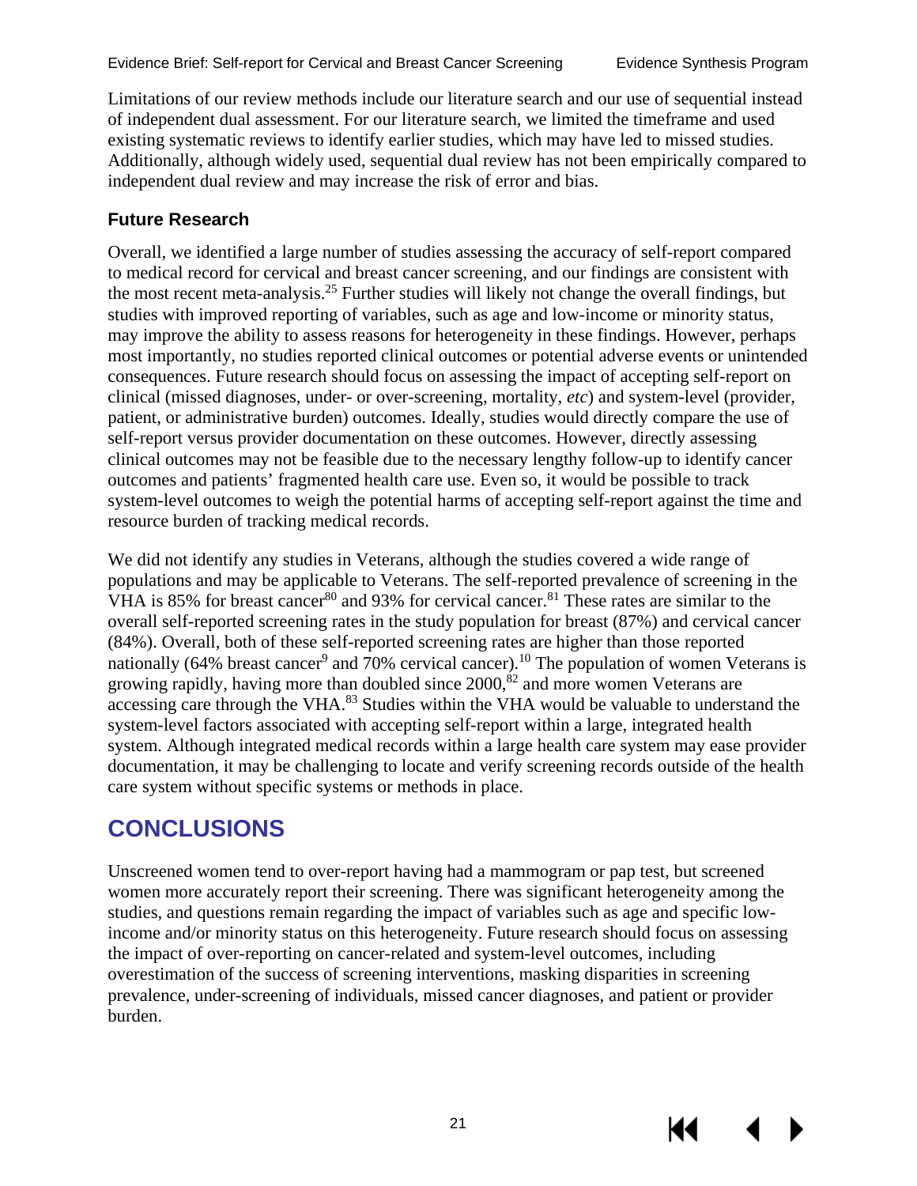Limitations of our review methods include our literature search and our use of sequential instead of independent dual assessment. For our literature search, we limited the timeframe and used existing systematic reviews to identify earlier studies, which may have led to missed studies. Additionally, although widely used, sequential dual review has not been empirically compared to independent dual review and may increase the risk of error and bias.

### Future Research

Overall, we identified a large number of studies assessing the accuracy of self-report compared to medical record for cervical and breast cancer screening, and our findings are consistent with the most recent meta-analysis.[25] Further studies will likely not change the overall findings, but studies with improved reporting of variables, such as age and low-income or minority status, may improve the ability to assess reasons for heterogeneity in these findings. However, perhaps most importantly, no studies reported clinical outcomes or potential adverse events or unintended consequences. Future research should focus on assessing the impact of accepting self-report on clinical (missed diagnoses, under- or over-screening, mortality, *etc*) and system-level (provider, patient, or administrative burden) outcomes. Ideally, studies would directly compare the use of self-report versus provider documentation on these outcomes. However, directly assessing clinical outcomes may not be feasible due to the necessary lengthy follow-up to identify cancer outcomes and patients' fragmented health care use. Even so, it would be possible to track system-level outcomes to weigh the potential harms of accepting self-report against the time and resource burden of tracking medical records.

We did not identify any studies in Veterans, although the studies covered a wide range of populations and may be applicable to Veterans. The self-reported prevalence of screening in the VHA is 85% for breast cancer[80] and 93% for cervical cancer.[81] These rates are similar to the overall self-reported screening rates in the study population for breast (87%) and cervical cancer (84%). Overall, both of these self-reported screening rates are higher than those reported nationally (64% breast cancer[9] and 70% cervical cancer).[10] The population of women Veterans is growing rapidly, having more than doubled since 2000,[82] and more women Veterans are accessing care through the VHA.[83] Studies within the VHA would be valuable to understand the system-level factors associated with accepting self-report within a large, integrated health system. Although integrated medical records within a large health care system may ease provider documentation, it may be challenging to locate and verify screening records outside of the health care system without specific systems or methods in place.

## CONCLUSIONS

Unscreened women tend to over-report having had a mammogram or pap test, but screened women more accurately report their screening. There was significant heterogeneity among the studies, and questions remain regarding the impact of variables such as age and specific low-income and/or minority status on this heterogeneity. Future research should focus on assessing the impact of over-reporting on cancer-related and system-level outcomes, including overestimation of the success of screening interventions, masking disparities in screening prevalence, under-screening of individuals, missed cancer diagnoses, and patient or provider burden.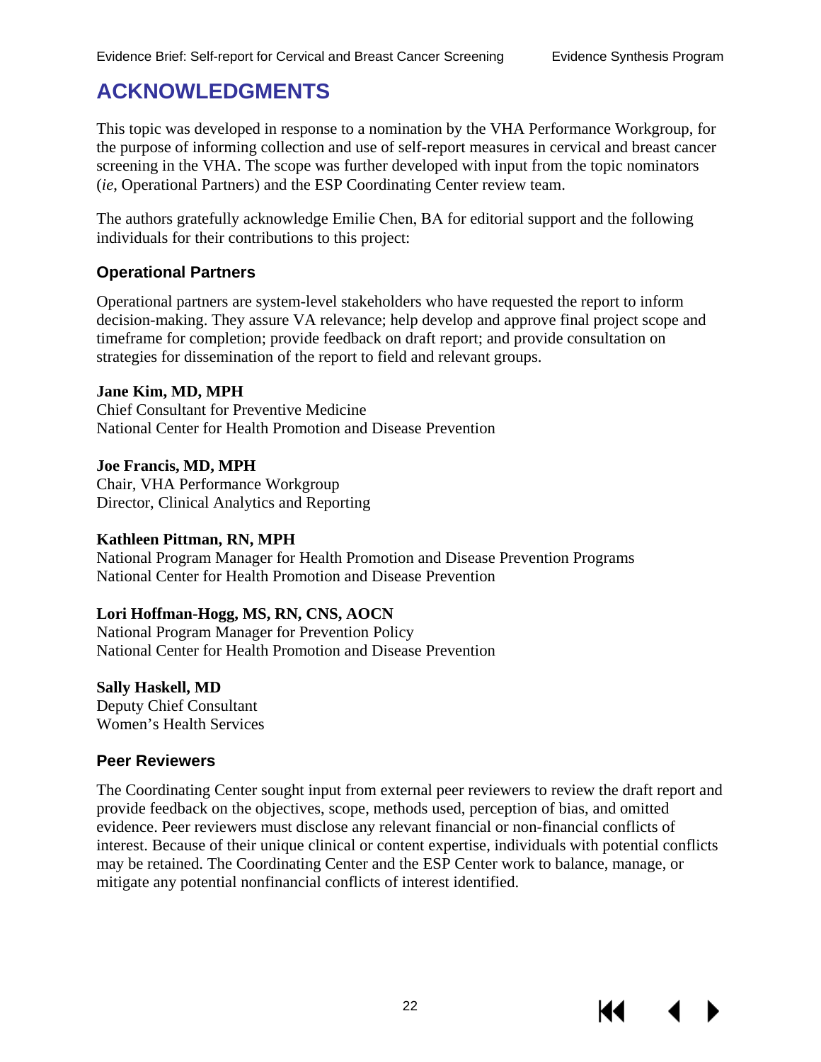# ACKNOWLEDGMENTS

This topic was developed in response to a nomination by the VHA Performance Workgroup, for the purpose of informing collection and use of self-report measures in cervical and breast cancer screening in the VHA. The scope was further developed with input from the topic nominators (*ie*, Operational Partners) and the ESP Coordinating Center review team.

The authors gratefully acknowledge Emilie Chen, BA for editorial support and the following individuals for their contributions to this project:

## Operational Partners

Operational partners are system-level stakeholders who have requested the report to inform decision-making. They assure VA relevance; help develop and approve final project scope and timeframe for completion; provide feedback on draft report; and provide consultation on strategies for dissemination of the report to field and relevant groups.

**Jane Kim, MD, MPH**
Chief Consultant for Preventive Medicine
National Center for Health Promotion and Disease Prevention

**Joe Francis, MD, MPH**
Chair, VHA Performance Workgroup
Director, Clinical Analytics and Reporting

**Kathleen Pittman, RN, MPH**
National Program Manager for Health Promotion and Disease Prevention Programs
National Center for Health Promotion and Disease Prevention

**Lori Hoffman-Hogg, MS, RN, CNS, AOCN**
National Program Manager for Prevention Policy
National Center for Health Promotion and Disease Prevention

**Sally Haskell, MD**
Deputy Chief Consultant
Women's Health Services

## Peer Reviewers

The Coordinating Center sought input from external peer reviewers to review the draft report and provide feedback on the objectives, scope, methods used, perception of bias, and omitted evidence. Peer reviewers must disclose any relevant financial or non-financial conflicts of interest. Because of their unique clinical or content expertise, individuals with potential conflicts may be retained. The Coordinating Center and the ESP Center work to balance, manage, or mitigate any potential nonfinancial conflicts of interest identified.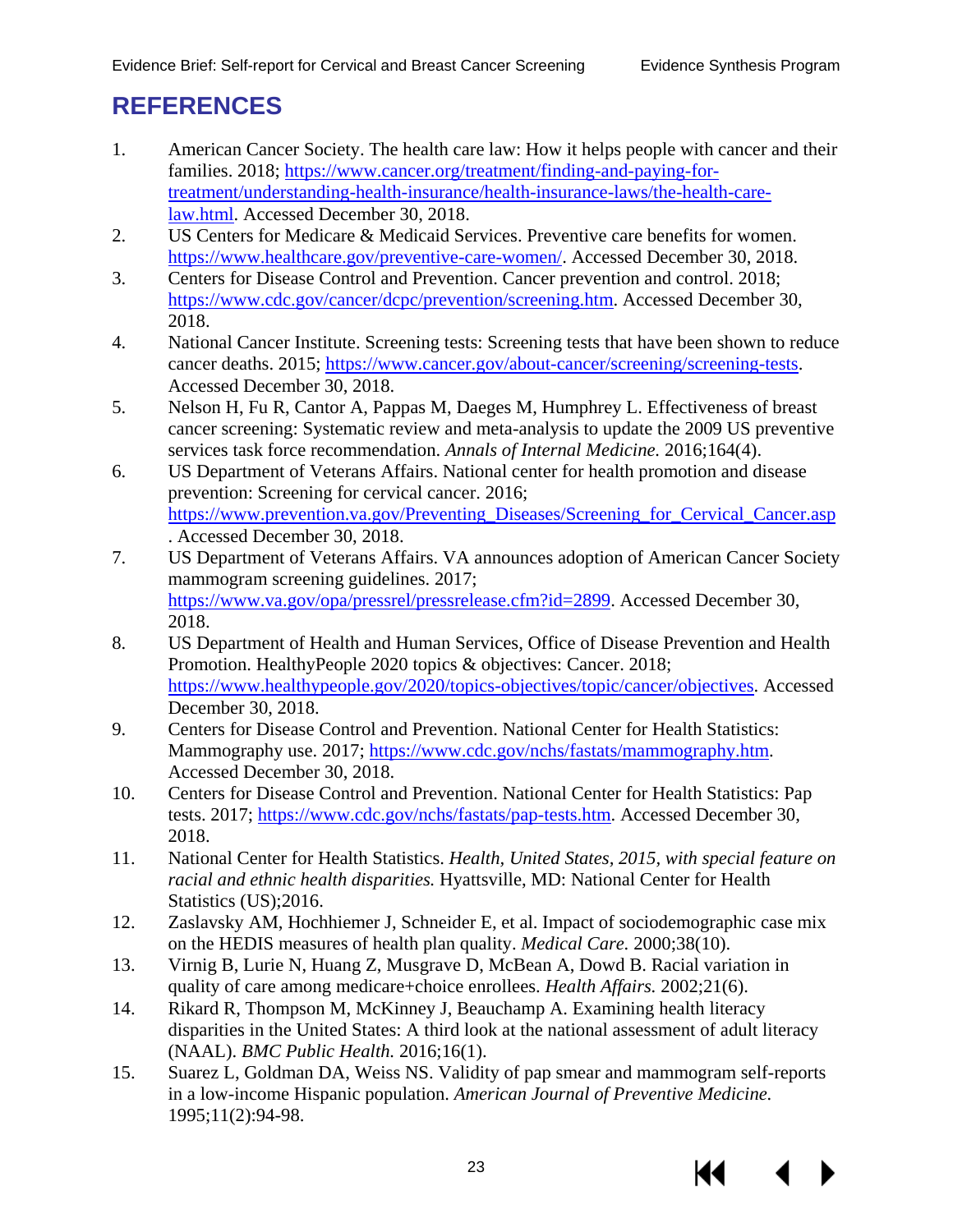# REFERENCES

1. American Cancer Society. The health care law: How it helps people with cancer and their families. 2018; https://www.cancer.org/treatment/finding-and-paying-for-treatment/understanding-health-insurance/health-insurance-laws/the-health-care-law.html. Accessed December 30, 2018.
2. US Centers for Medicare & Medicaid Services. Preventive care benefits for women. https://www.healthcare.gov/preventive-care-women/. Accessed December 30, 2018.
3. Centers for Disease Control and Prevention. Cancer prevention and control. 2018; https://www.cdc.gov/cancer/dcpc/prevention/screening.htm. Accessed December 30, 2018.
4. National Cancer Institute. Screening tests: Screening tests that have been shown to reduce cancer deaths. 2015; https://www.cancer.gov/about-cancer/screening/screening-tests. Accessed December 30, 2018.
5. Nelson H, Fu R, Cantor A, Pappas M, Daeges M, Humphrey L. Effectiveness of breast cancer screening: Systematic review and meta-analysis to update the 2009 US preventive services task force recommendation. *Annals of Internal Medicine.* 2016;164(4).
6. US Department of Veterans Affairs. National center for health promotion and disease prevention: Screening for cervical cancer. 2016; https://www.prevention.va.gov/Preventing_Diseases/Screening_for_Cervical_Cancer.asp. Accessed December 30, 2018.
7. US Department of Veterans Affairs. VA announces adoption of American Cancer Society mammogram screening guidelines. 2017; https://www.va.gov/opa/pressrel/pressrelease.cfm?id=2899. Accessed December 30, 2018.
8. US Department of Health and Human Services, Office of Disease Prevention and Health Promotion. HealthyPeople 2020 topics & objectives: Cancer. 2018; https://www.healthypeople.gov/2020/topics-objectives/topic/cancer/objectives. Accessed December 30, 2018.
9. Centers for Disease Control and Prevention. National Center for Health Statistics: Mammography use. 2017; https://www.cdc.gov/nchs/fastats/mammography.htm. Accessed December 30, 2018.
10. Centers for Disease Control and Prevention. National Center for Health Statistics: Pap tests. 2017; https://www.cdc.gov/nchs/fastats/pap-tests.htm. Accessed December 30, 2018.
11. National Center for Health Statistics. *Health, United States, 2015, with special feature on racial and ethnic health disparities.* Hyattsville, MD: National Center for Health Statistics (US);2016.
12. Zaslavsky AM, Hochhiemer J, Schneider E, et al. Impact of sociodemographic case mix on the HEDIS measures of health plan quality. *Medical Care.* 2000;38(10).
13. Virnig B, Lurie N, Huang Z, Musgrave D, McBean A, Dowd B. Racial variation in quality of care among medicare+choice enrollees. *Health Affairs.* 2002;21(6).
14. Rikard R, Thompson M, McKinney J, Beauchamp A. Examining health literacy disparities in the United States: A third look at the national assessment of adult literacy (NAAL). *BMC Public Health.* 2016;16(1).
15. Suarez L, Goldman DA, Weiss NS. Validity of pap smear and mammogram self-reports in a low-income Hispanic population. *American Journal of Preventive Medicine.* 1995;11(2):94-98.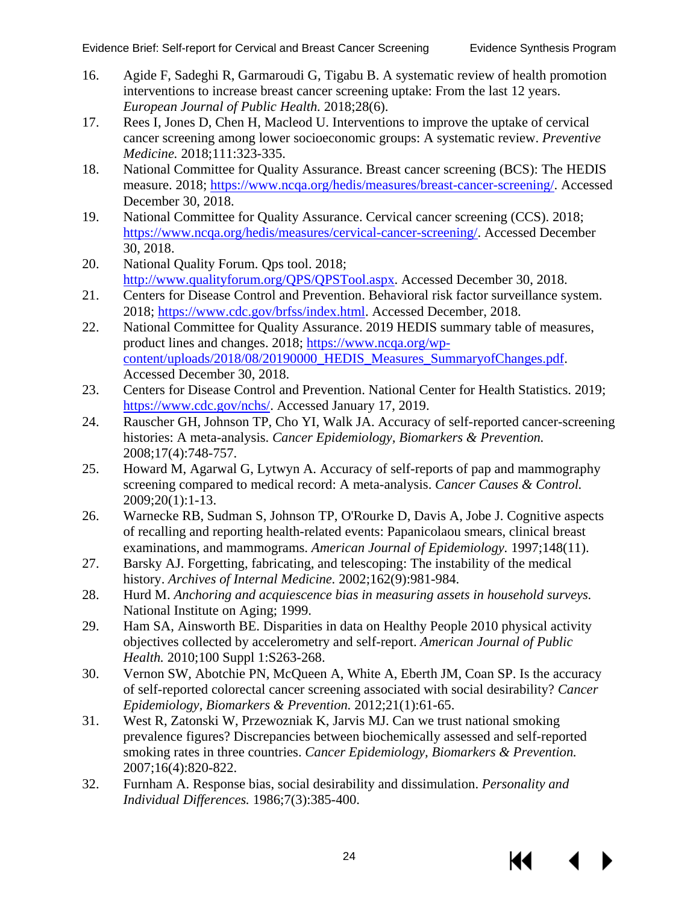16. Agide F, Sadeghi R, Garmaroudi G, Tigabu B. A systematic review of health promotion interventions to increase breast cancer screening uptake: From the last 12 years. *European Journal of Public Health.* 2018;28(6).
17. Rees I, Jones D, Chen H, Macleod U. Interventions to improve the uptake of cervical cancer screening among lower socioeconomic groups: A systematic review. *Preventive Medicine.* 2018;111:323-335.
18. National Committee for Quality Assurance. Breast cancer screening (BCS): The HEDIS measure. 2018; https://www.ncqa.org/hedis/measures/breast-cancer-screening/. Accessed December 30, 2018.
19. National Committee for Quality Assurance. Cervical cancer screening (CCS). 2018; https://www.ncqa.org/hedis/measures/cervical-cancer-screening/. Accessed December 30, 2018.
20. National Quality Forum. Qps tool. 2018; http://www.qualityforum.org/QPS/QPSTool.aspx. Accessed December 30, 2018.
21. Centers for Disease Control and Prevention. Behavioral risk factor surveillance system. 2018; https://www.cdc.gov/brfss/index.html. Accessed December, 2018.
22. National Committee for Quality Assurance. 2019 HEDIS summary table of measures, product lines and changes. 2018; https://www.ncqa.org/wp-content/uploads/2018/08/20190000_HEDIS_Measures_SummaryofChanges.pdf. Accessed December 30, 2018.
23. Centers for Disease Control and Prevention. National Center for Health Statistics. 2019; https://www.cdc.gov/nchs/. Accessed January 17, 2019.
24. Rauscher GH, Johnson TP, Cho YI, Walk JA. Accuracy of self-reported cancer-screening histories: A meta-analysis. *Cancer Epidemiology, Biomarkers & Prevention.* 2008;17(4):748-757.
25. Howard M, Agarwal G, Lytwyn A. Accuracy of self-reports of pap and mammography screening compared to medical record: A meta-analysis. *Cancer Causes & Control.* 2009;20(1):1-13.
26. Warnecke RB, Sudman S, Johnson TP, O'Rourke D, Davis A, Jobe J. Cognitive aspects of recalling and reporting health-related events: Papanicolaou smears, clinical breast examinations, and mammograms. *American Journal of Epidemiology.* 1997;148(11).
27. Barsky AJ. Forgetting, fabricating, and telescoping: The instability of the medical history. *Archives of Internal Medicine.* 2002;162(9):981-984.
28. Hurd M. *Anchoring and acquiescence bias in measuring assets in household surveys.* National Institute on Aging; 1999.
29. Ham SA, Ainsworth BE. Disparities in data on Healthy People 2010 physical activity objectives collected by accelerometry and self-report. *American Journal of Public Health.* 2010;100 Suppl 1:S263-268.
30. Vernon SW, Abotchie PN, McQueen A, White A, Eberth JM, Coan SP. Is the accuracy of self-reported colorectal cancer screening associated with social desirability? *Cancer Epidemiology, Biomarkers & Prevention.* 2012;21(1):61-65.
31. West R, Zatonski W, Przewozniak K, Jarvis MJ. Can we trust national smoking prevalence figures? Discrepancies between biochemically assessed and self-reported smoking rates in three countries. *Cancer Epidemiology, Biomarkers & Prevention.* 2007;16(4):820-822.
32. Furnham A. Response bias, social desirability and dissimulation. *Personality and Individual Differences.* 1986;7(3):385-400.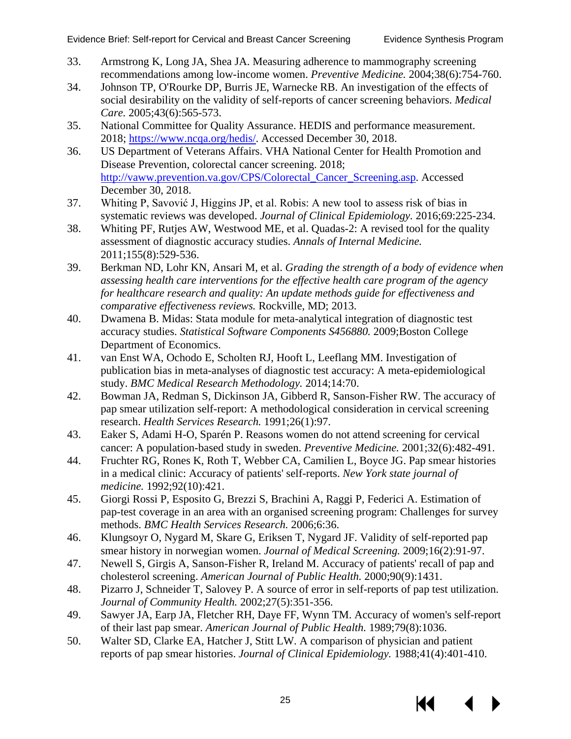33. Armstrong K, Long JA, Shea JA. Measuring adherence to mammography screening recommendations among low-income women. *Preventive Medicine.* 2004;38(6):754-760.
34. Johnson TP, O'Rourke DP, Burris JE, Warnecke RB. An investigation of the effects of social desirability on the validity of self-reports of cancer screening behaviors. *Medical Care.* 2005;43(6):565-573.
35. National Committee for Quality Assurance. HEDIS and performance measurement. 2018; [https://www.ncqa.org/hedis/](https://www.ncqa.org/hedis/). Accessed December 30, 2018.
36. US Department of Veterans Affairs. VHA National Center for Health Promotion and Disease Prevention, colorectal cancer screening. 2018; [http://vaww.prevention.va.gov/CPS/Colorectal_Cancer_Screening.asp](http://vaww.prevention.va.gov/CPS/Colorectal_Cancer_Screening.asp). Accessed December 30, 2018.
37. Whiting P, Savović J, Higgins JP, et al. Robis: A new tool to assess risk of bias in systematic reviews was developed. *Journal of Clinical Epidemiology.* 2016;69:225-234.
38. Whiting PF, Rutjes AW, Westwood ME, et al. Quadas-2: A revised tool for the quality assessment of diagnostic accuracy studies. *Annals of Internal Medicine.* 2011;155(8):529-536.
39. Berkman ND, Lohr KN, Ansari M, et al. *Grading the strength of a body of evidence when assessing health care interventions for the effective health care program of the agency for healthcare research and quality: An update methods guide for effectiveness and comparative effectiveness reviews.* Rockville, MD; 2013.
40. Dwamena B. Midas: Stata module for meta-analytical integration of diagnostic test accuracy studies. *Statistical Software Components S456880.* 2009;Boston College Department of Economics.
41. van Enst WA, Ochodo E, Scholten RJ, Hooft L, Leeflang MM. Investigation of publication bias in meta-analyses of diagnostic test accuracy: A meta-epidemiological study. *BMC Medical Research Methodology.* 2014;14:70.
42. Bowman JA, Redman S, Dickinson JA, Gibberd R, Sanson-Fisher RW. The accuracy of pap smear utilization self-report: A methodological consideration in cervical screening research. *Health Services Research.* 1991;26(1):97.
43. Eaker S, Adami H-O, Sparén P. Reasons women do not attend screening for cervical cancer: A population-based study in sweden. *Preventive Medicine.* 2001;32(6):482-491.
44. Fruchter RG, Rones K, Roth T, Webber CA, Camilien L, Boyce JG. Pap smear histories in a medical clinic: Accuracy of patients' self-reports. *New York state journal of medicine.* 1992;92(10):421.
45. Giorgi Rossi P, Esposito G, Brezzi S, Brachini A, Raggi P, Federici A. Estimation of pap-test coverage in an area with an organised screening program: Challenges for survey methods. *BMC Health Services Research.* 2006;6:36.
46. Klungsoyr O, Nygard M, Skare G, Eriksen T, Nygard JF. Validity of self-reported pap smear history in norwegian women. *Journal of Medical Screening.* 2009;16(2):91-97.
47. Newell S, Girgis A, Sanson-Fisher R, Ireland M. Accuracy of patients' recall of pap and cholesterol screening. *American Journal of Public Health.* 2000;90(9):1431.
48. Pizarro J, Schneider T, Salovey P. A source of error in self-reports of pap test utilization. *Journal of Community Health.* 2002;27(5):351-356.
49. Sawyer JA, Earp JA, Fletcher RH, Daye FF, Wynn TM. Accuracy of women's self-report of their last pap smear. *American Journal of Public Health.* 1989;79(8):1036.
50. Walter SD, Clarke EA, Hatcher J, Stitt LW. A comparison of physician and patient reports of pap smear histories. *Journal of Clinical Epidemiology.* 1988;41(4):401-410.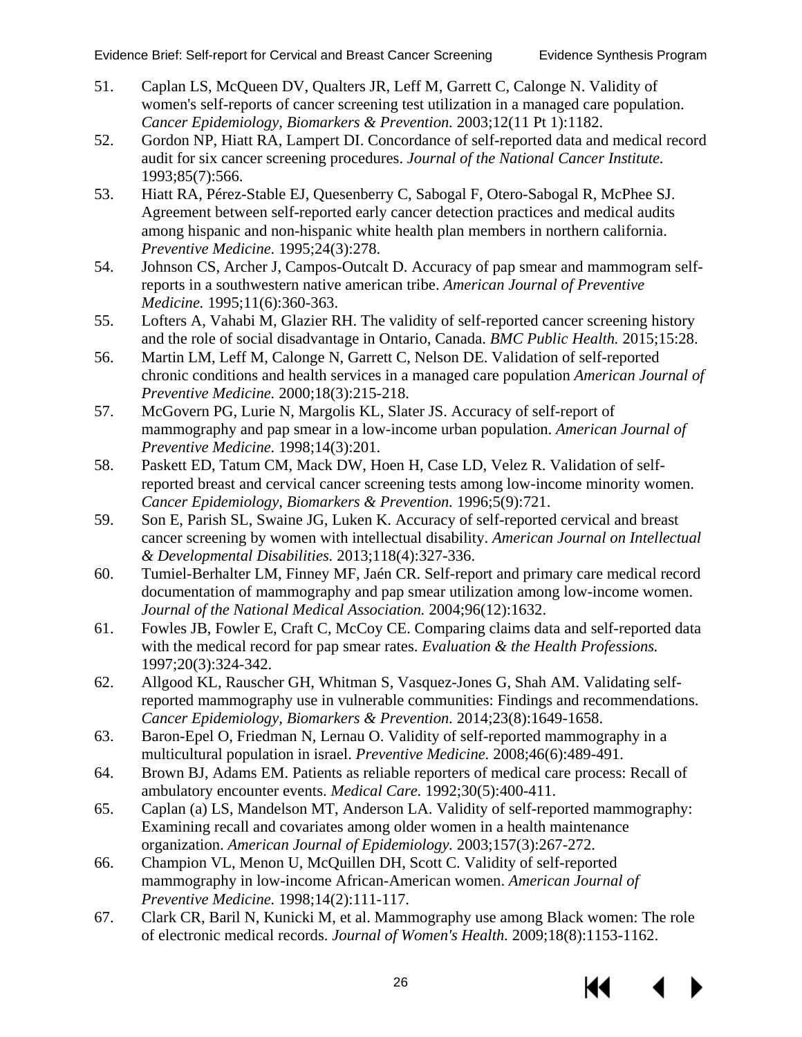51. Caplan LS, McQueen DV, Qualters JR, Leff M, Garrett C, Calonge N. Validity of women's self-reports of cancer screening test utilization in a managed care population. *Cancer Epidemiology, Biomarkers & Prevention.* 2003;12(11 Pt 1):1182.
52. Gordon NP, Hiatt RA, Lampert DI. Concordance of self-reported data and medical record audit for six cancer screening procedures. *Journal of the National Cancer Institute.* 1993;85(7):566.
53. Hiatt RA, Pérez-Stable EJ, Quesenberry C, Sabogal F, Otero-Sabogal R, McPhee SJ. Agreement between self-reported early cancer detection practices and medical audits among hispanic and non-hispanic white health plan members in northern california. *Preventive Medicine.* 1995;24(3):278.
54. Johnson CS, Archer J, Campos-Outcalt D. Accuracy of pap smear and mammogram self-reports in a southwestern native american tribe. *American Journal of Preventive Medicine.* 1995;11(6):360-363.
55. Lofters A, Vahabi M, Glazier RH. The validity of self-reported cancer screening history and the role of social disadvantage in Ontario, Canada. *BMC Public Health.* 2015;15:28.
56. Martin LM, Leff M, Calonge N, Garrett C, Nelson DE. Validation of self-reported chronic conditions and health services in a managed care population *American Journal of Preventive Medicine.* 2000;18(3):215-218.
57. McGovern PG, Lurie N, Margolis KL, Slater JS. Accuracy of self-report of mammography and pap smear in a low-income urban population. *American Journal of Preventive Medicine.* 1998;14(3):201.
58. Paskett ED, Tatum CM, Mack DW, Hoen H, Case LD, Velez R. Validation of self-reported breast and cervical cancer screening tests among low-income minority women. *Cancer Epidemiology, Biomarkers & Prevention.* 1996;5(9):721.
59. Son E, Parish SL, Swaine JG, Luken K. Accuracy of self-reported cervical and breast cancer screening by women with intellectual disability. *American Journal on Intellectual & Developmental Disabilities.* 2013;118(4):327-336.
60. Tumiel-Berhalter LM, Finney MF, Jaén CR. Self-report and primary care medical record documentation of mammography and pap smear utilization among low-income women. *Journal of the National Medical Association.* 2004;96(12):1632.
61. Fowles JB, Fowler E, Craft C, McCoy CE. Comparing claims data and self-reported data with the medical record for pap smear rates. *Evaluation & the Health Professions.* 1997;20(3):324-342.
62. Allgood KL, Rauscher GH, Whitman S, Vasquez-Jones G, Shah AM. Validating self-reported mammography use in vulnerable communities: Findings and recommendations. *Cancer Epidemiology, Biomarkers & Prevention.* 2014;23(8):1649-1658.
63. Baron-Epel O, Friedman N, Lernau O. Validity of self-reported mammography in a multicultural population in israel. *Preventive Medicine.* 2008;46(6):489-491.
64. Brown BJ, Adams EM. Patients as reliable reporters of medical care process: Recall of ambulatory encounter events. *Medical Care.* 1992;30(5):400-411.
65. Caplan (a) LS, Mandelson MT, Anderson LA. Validity of self-reported mammography: Examining recall and covariates among older women in a health maintenance organization. *American Journal of Epidemiology.* 2003;157(3):267-272.
66. Champion VL, Menon U, McQuillen DH, Scott C. Validity of self-reported mammography in low-income African-American women. *American Journal of Preventive Medicine.* 1998;14(2):111-117.
67. Clark CR, Baril N, Kunicki M, et al. Mammography use among Black women: The role of electronic medical records. *Journal of Women's Health.* 2009;18(8):1153-1162.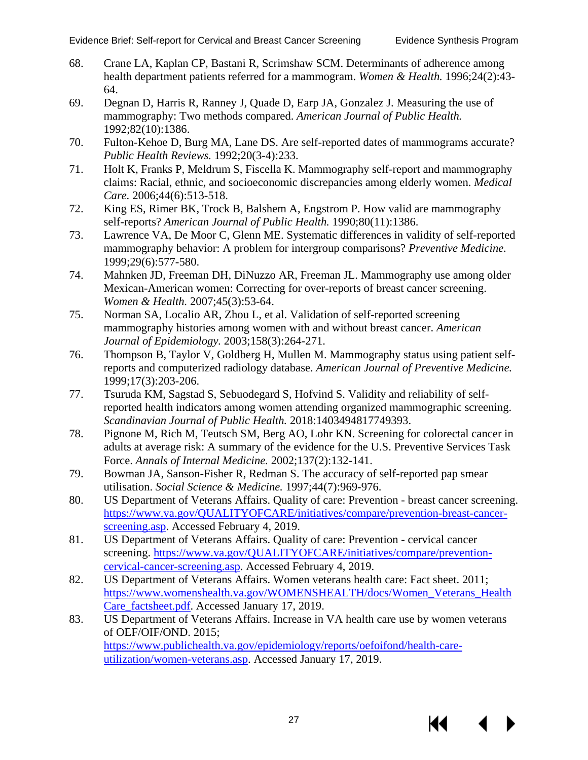68. Crane LA, Kaplan CP, Bastani R, Scrimshaw SCM. Determinants of adherence among health department patients referred for a mammogram. *Women & Health.* 1996;24(2):43-64.
69. Degnan D, Harris R, Ranney J, Quade D, Earp JA, Gonzalez J. Measuring the use of mammography: Two methods compared. *American Journal of Public Health.* 1992;82(10):1386.
70. Fulton-Kehoe D, Burg MA, Lane DS. Are self-reported dates of mammograms accurate? *Public Health Reviews.* 1992;20(3-4):233.
71. Holt K, Franks P, Meldrum S, Fiscella K. Mammography self-report and mammography claims: Racial, ethnic, and socioeconomic discrepancies among elderly women. *Medical Care.* 2006;44(6):513-518.
72. King ES, Rimer BK, Trock B, Balshem A, Engstrom P. How valid are mammography self-reports? *American Journal of Public Health.* 1990;80(11):1386.
73. Lawrence VA, De Moor C, Glenn ME. Systematic differences in validity of self-reported mammography behavior: A problem for intergroup comparisons? *Preventive Medicine.* 1999;29(6):577-580.
74. Mahnken JD, Freeman DH, DiNuzzo AR, Freeman JL. Mammography use among older Mexican-American women: Correcting for over-reports of breast cancer screening. *Women & Health.* 2007;45(3):53-64.
75. Norman SA, Localio AR, Zhou L, et al. Validation of self-reported screening mammography histories among women with and without breast cancer. *American Journal of Epidemiology.* 2003;158(3):264-271.
76. Thompson B, Taylor V, Goldberg H, Mullen M. Mammography status using patient self-reports and computerized radiology database. *American Journal of Preventive Medicine.* 1999;17(3):203-206.
77. Tsuruda KM, Sagstad S, Sebuodegard S, Hofvind S. Validity and reliability of self-reported health indicators among women attending organized mammographic screening. *Scandinavian Journal of Public Health.* 2018:1403494817749393.
78. Pignone M, Rich M, Teutsch SM, Berg AO, Lohr KN. Screening for colorectal cancer in adults at average risk: A summary of the evidence for the U.S. Preventive Services Task Force. *Annals of Internal Medicine.* 2002;137(2):132-141.
79. Bowman JA, Sanson-Fisher R, Redman S. The accuracy of self-reported pap smear utilisation. *Social Science & Medicine.* 1997;44(7):969-976.
80. US Department of Veterans Affairs. Quality of care: Prevention - breast cancer screening. https://www.va.gov/QUALITYOFCARE/initiatives/compare/prevention-breast-cancer-screening.asp. Accessed February 4, 2019.
81. US Department of Veterans Affairs. Quality of care: Prevention - cervical cancer screening. https://www.va.gov/QUALITYOFCARE/initiatives/compare/prevention-cervical-cancer-screening.asp. Accessed February 4, 2019.
82. US Department of Veterans Affairs. Women veterans health care: Fact sheet. 2011; https://www.womenshealth.va.gov/WOMENSHEALTH/docs/Women_Veterans_Health Care_factsheet.pdf. Accessed January 17, 2019.
83. US Department of Veterans Affairs. Increase in VA health care use by women veterans of OEF/OIF/OND. 2015; https://www.publichealth.va.gov/epidemiology/reports/oefoifond/health-care-utilization/women-veterans.asp. Accessed January 17, 2019.